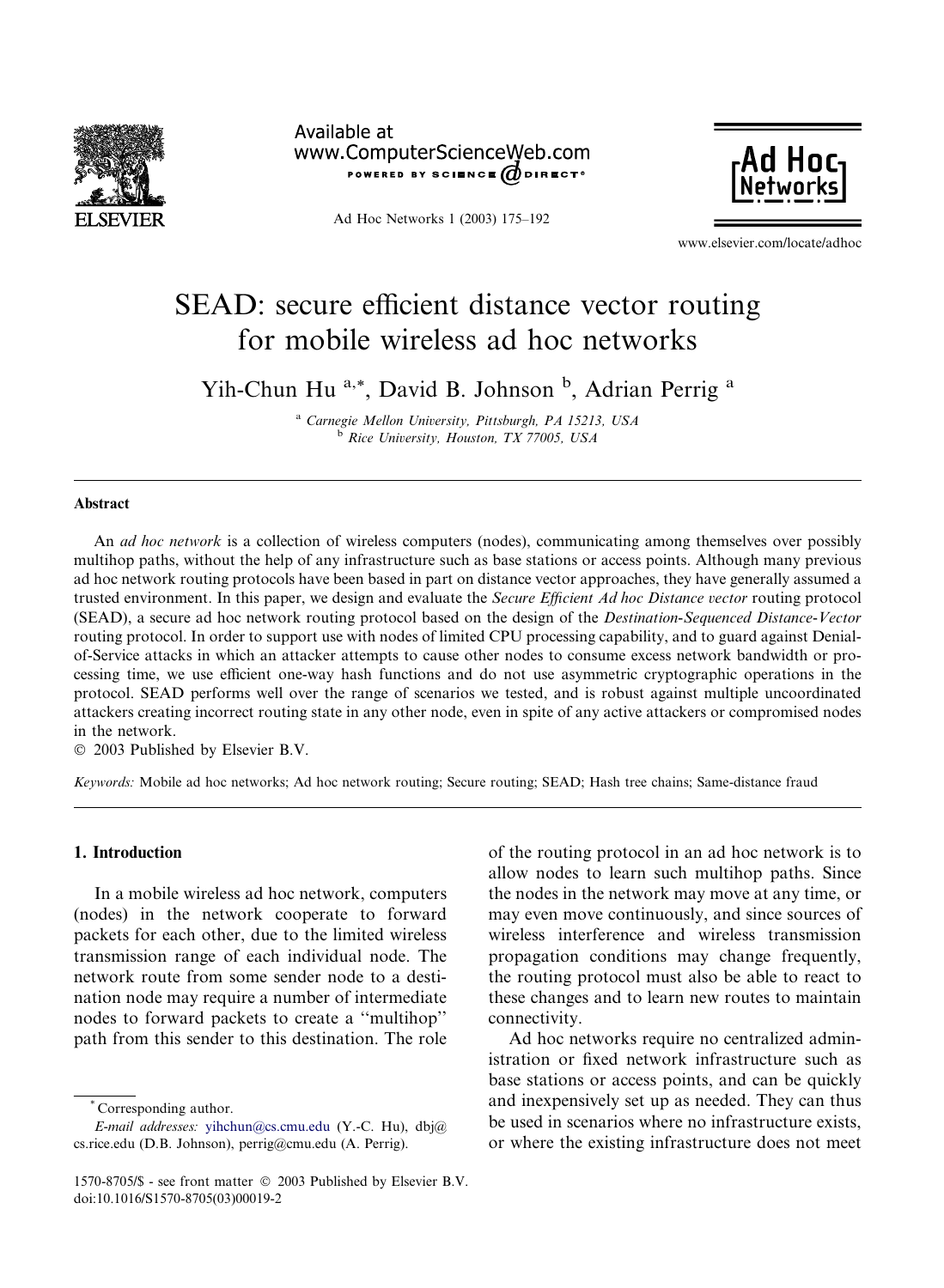# SEAD: secure efficient distance vector routing for mobile wireless ad hoc networks

Yih-Chun Hu [a,*], David B. Johnson [b], Adrian Perrig [a]

[a] *Carnegie Mellon University, Pittsburgh, PA 15213, USA*

[b] *Rice University, Houston, TX 77005, USA*

## Abstract

An *ad hoc network* is a collection of wireless computers (nodes), communicating among themselves over possibly multihop paths, without the help of any infrastructure such as base stations or access points. Although many previous ad hoc network routing protocols have been based in part on distance vector approaches, they have generally assumed a trusted environment. In this paper, we design and evaluate the *Secure Efficient Ad hoc Distance vector* routing protocol (SEAD), a secure ad hoc network routing protocol based on the design of the *Destination-Sequenced Distance-Vector* routing protocol. In order to support use with nodes of limited CPU processing capability, and to guard against Denial-of-Service attacks in which an attacker attempts to cause other nodes to consume excess network bandwidth or processing time, we use efficient one-way hash functions and do not use asymmetric cryptographic operations in the protocol. SEAD performs well over the range of scenarios we tested, and is robust against multiple uncoordinated attackers creating incorrect routing state in any other node, even in spite of any active attackers or compromised nodes in the network.

© 2003 Published by Elsevier B.V.

*Keywords:* Mobile ad hoc networks; Ad hoc network routing; Secure routing; SEAD; Hash tree chains; Same-distance fraud

## 1. Introduction

In a mobile wireless ad hoc network, computers (nodes) in the network cooperate to forward packets for each other, due to the limited wireless transmission range of each individual node. The network route from some sender node to a destination node may require a number of intermediate nodes to forward packets to create a "multihop" path from this sender to this destination. The role of the routing protocol in an ad hoc network is to allow nodes to learn such multihop paths. Since the nodes in the network may move at any time, or may even move continuously, and since sources of wireless interference and wireless transmission propagation conditions may change frequently, the routing protocol must also be able to react to these changes and to learn new routes to maintain connectivity.

Ad hoc networks require no centralized administration or fixed network infrastructure such as base stations or access points, and can be quickly and inexpensively set up as needed. They can thus be used in scenarios where no infrastructure exists, or where the existing infrastructure does not meet

---

\* Corresponding author.

*E-mail addresses:* yihchun@cs.cmu.edu (Y.-C. Hu), dbj@cs.rice.edu (D.B. Johnson), perrig@cmu.edu (A. Perrig).

1570-8705/$ - see front matter © 2003 Published by Elsevier B.V.
doi:10.1016/S1570-8705(03)00019-2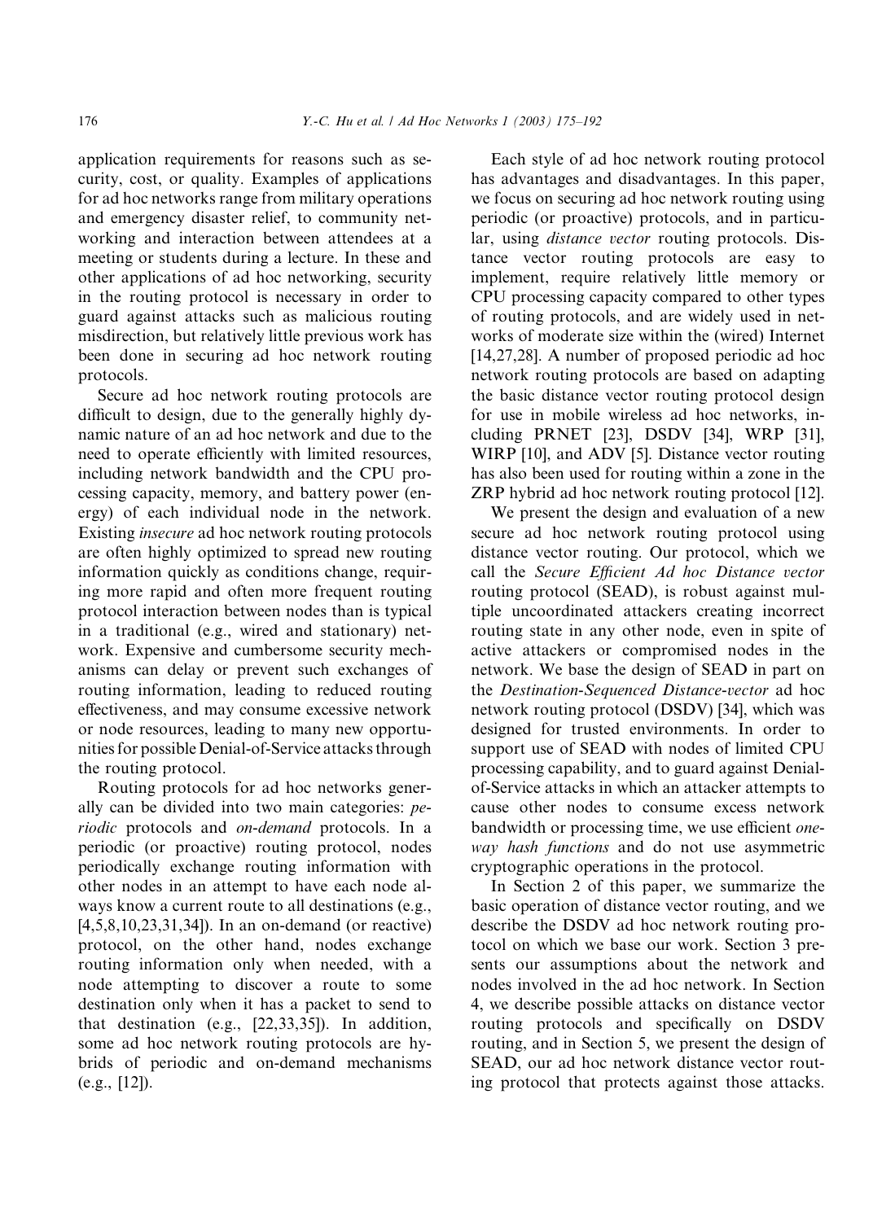application requirements for reasons such as security, cost, or quality. Examples of applications for ad hoc networks range from military operations and emergency disaster relief, to community networking and interaction between attendees at a meeting or students during a lecture. In these and other applications of ad hoc networking, security in the routing protocol is necessary in order to guard against attacks such as malicious routing misdirection, but relatively little previous work has been done in securing ad hoc network routing protocols.

Secure ad hoc network routing protocols are difficult to design, due to the generally highly dynamic nature of an ad hoc network and due to the need to operate efficiently with limited resources, including network bandwidth and the CPU processing capacity, memory, and battery power (energy) of each individual node in the network. Existing *insecure* ad hoc network routing protocols are often highly optimized to spread new routing information quickly as conditions change, requiring more rapid and often more frequent routing protocol interaction between nodes than is typical in a traditional (e.g., wired and stationary) network. Expensive and cumbersome security mechanisms can delay or prevent such exchanges of routing information, leading to reduced routing effectiveness, and may consume excessive network or node resources, leading to many new opportunities for possible Denial-of-Service attacks through the routing protocol.

Routing protocols for ad hoc networks generally can be divided into two main categories: *periodic* protocols and *on-demand* protocols. In a periodic (or proactive) routing protocol, nodes periodically exchange routing information with other nodes in an attempt to have each node always know a current route to all destinations (e.g., [4,5,8,10,23,31,34]). In an on-demand (or reactive) protocol, on the other hand, nodes exchange routing information only when needed, with a node attempting to discover a route to some destination only when it has a packet to send to that destination (e.g., [22,33,35]). In addition, some ad hoc network routing protocols are hybrids of periodic and on-demand mechanisms (e.g., [12]).

Each style of ad hoc network routing protocol has advantages and disadvantages. In this paper, we focus on securing ad hoc network routing using periodic (or proactive) protocols, and in particular, using *distance vector* routing protocols. Distance vector routing protocols are easy to implement, require relatively little memory or CPU processing capacity compared to other types of routing protocols, and are widely used in networks of moderate size within the (wired) Internet [14,27,28]. A number of proposed periodic ad hoc network routing protocols are based on adapting the basic distance vector routing protocol design for use in mobile wireless ad hoc networks, including PRNET [23], DSDV [34], WRP [31], WIRP [10], and ADV [5]. Distance vector routing has also been used for routing within a zone in the ZRP hybrid ad hoc network routing protocol [12].

We present the design and evaluation of a new secure ad hoc network routing protocol using distance vector routing. Our protocol, which we call the *Secure Efficient Ad hoc Distance vector* routing protocol (SEAD), is robust against multiple uncoordinated attackers creating incorrect routing state in any other node, even in spite of active attackers or compromised nodes in the network. We base the design of SEAD in part on the *Destination-Sequenced Distance-vector* ad hoc network routing protocol (DSDV) [34], which was designed for trusted environments. In order to support use of SEAD with nodes of limited CPU processing capability, and to guard against Denial-of-Service attacks in which an attacker attempts to cause other nodes to consume excess network bandwidth or processing time, we use efficient *one-way hash functions* and do not use asymmetric cryptographic operations in the protocol.

In Section 2 of this paper, we summarize the basic operation of distance vector routing, and we describe the DSDV ad hoc network routing protocol on which we base our work. Section 3 presents our assumptions about the network and nodes involved in the ad hoc network. In Section 4, we describe possible attacks on distance vector routing protocols and specifically on DSDV routing, and in Section 5, we present the design of SEAD, our ad hoc network distance vector routing protocol that protects against those attacks.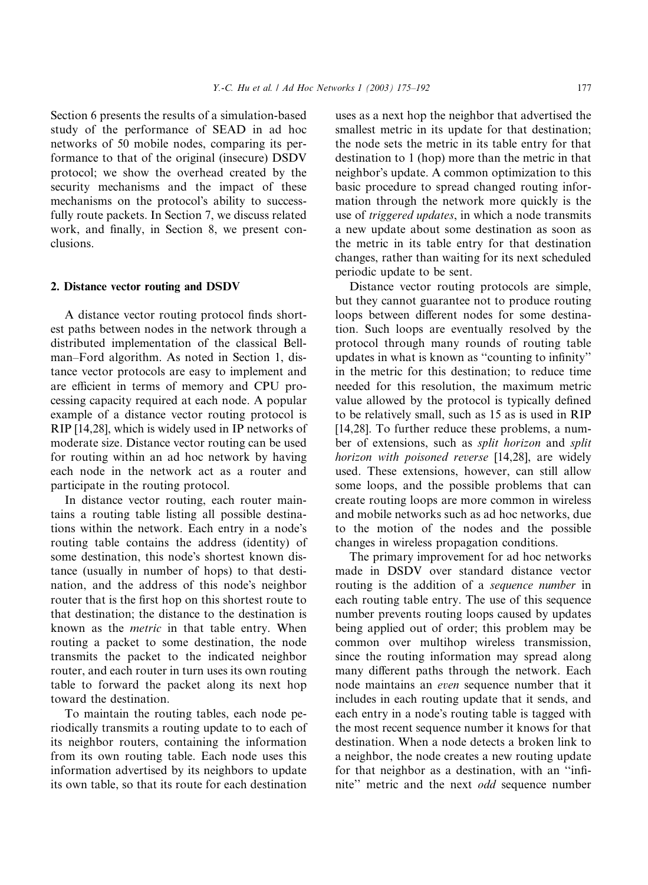Section 6 presents the results of a simulation-based study of the performance of SEAD in ad hoc networks of 50 mobile nodes, comparing its performance to that of the original (insecure) DSDV protocol; we show the overhead created by the security mechanisms and the impact of these mechanisms on the protocol's ability to successfully route packets. In Section 7, we discuss related work, and finally, in Section 8, we present conclusions.

## 2. Distance vector routing and DSDV

A distance vector routing protocol finds shortest paths between nodes in the network through a distributed implementation of the classical Bellman–Ford algorithm. As noted in Section 1, distance vector protocols are easy to implement and are efficient in terms of memory and CPU processing capacity required at each node. A popular example of a distance vector routing protocol is RIP [14,28], which is widely used in IP networks of moderate size. Distance vector routing can be used for routing within an ad hoc network by having each node in the network act as a router and participate in the routing protocol.

In distance vector routing, each router maintains a routing table listing all possible destinations within the network. Each entry in a node's routing table contains the address (identity) of some destination, this node's shortest known distance (usually in number of hops) to that destination, and the address of this node's neighbor router that is the first hop on this shortest route to that destination; the distance to the destination is known as the *metric* in that table entry. When routing a packet to some destination, the node transmits the packet to the indicated neighbor router, and each router in turn uses its own routing table to forward the packet along its next hop toward the destination.

To maintain the routing tables, each node periodically transmits a routing update to to each of its neighbor routers, containing the information from its own routing table. Each node uses this information advertised by its neighbors to update its own table, so that its route for each destination uses as a next hop the neighbor that advertised the smallest metric in its update for that destination; the node sets the metric in its table entry for that destination to 1 (hop) more than the metric in that neighbor's update. A common optimization to this basic procedure to spread changed routing information through the network more quickly is the use of *triggered updates*, in which a node transmits a new update about some destination as soon as the metric in its table entry for that destination changes, rather than waiting for its next scheduled periodic update to be sent.

Distance vector routing protocols are simple, but they cannot guarantee not to produce routing loops between different nodes for some destination. Such loops are eventually resolved by the protocol through many rounds of routing table updates in what is known as "counting to infinity" in the metric for this destination; to reduce time needed for this resolution, the maximum metric value allowed by the protocol is typically defined to be relatively small, such as 15 as is used in RIP [14,28]. To further reduce these problems, a number of extensions, such as *split horizon* and *split horizon with poisoned reverse* [14,28], are widely used. These extensions, however, can still allow some loops, and the possible problems that can create routing loops are more common in wireless and mobile networks such as ad hoc networks, due to the motion of the nodes and the possible changes in wireless propagation conditions.

The primary improvement for ad hoc networks made in DSDV over standard distance vector routing is the addition of a *sequence number* in each routing table entry. The use of this sequence number prevents routing loops caused by updates being applied out of order; this problem may be common over multihop wireless transmission, since the routing information may spread along many different paths through the network. Each node maintains an *even* sequence number that it includes in each routing update that it sends, and each entry in a node's routing table is tagged with the most recent sequence number it knows for that destination. When a node detects a broken link to a neighbor, the node creates a new routing update for that neighbor as a destination, with an "infinite" metric and the next *odd* sequence number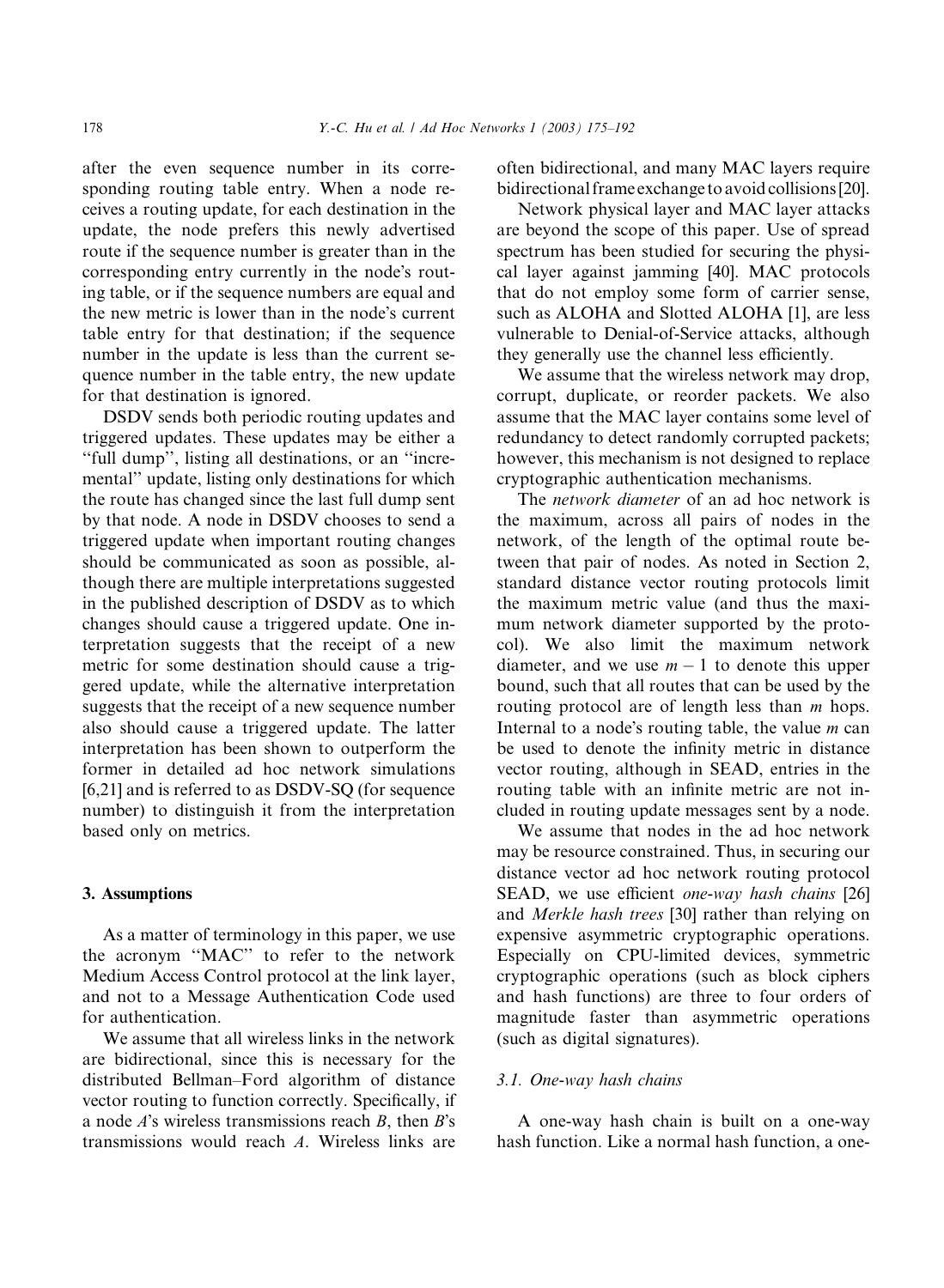after the even sequence number in its corresponding routing table entry. When a node receives a routing update, for each destination in the update, the node prefers this newly advertised route if the sequence number is greater than in the corresponding entry currently in the node's routing table, or if the sequence numbers are equal and the new metric is lower than in the node's current table entry for that destination; if the sequence number in the update is less than the current sequence number in the table entry, the new update for that destination is ignored.

DSDV sends both periodic routing updates and triggered updates. These updates may be either a "full dump", listing all destinations, or an "incremental" update, listing only destinations for which the route has changed since the last full dump sent by that node. A node in DSDV chooses to send a triggered update when important routing changes should be communicated as soon as possible, although there are multiple interpretations suggested in the published description of DSDV as to which changes should cause a triggered update. One interpretation suggests that the receipt of a new metric for some destination should cause a triggered update, while the alternative interpretation suggests that the receipt of a new sequence number also should cause a triggered update. The latter interpretation has been shown to outperform the former in detailed ad hoc network simulations [6,21] and is referred to as DSDV-SQ (for sequence number) to distinguish it from the interpretation based only on metrics.

## 3. Assumptions

As a matter of terminology in this paper, we use the acronym "MAC" to refer to the network Medium Access Control protocol at the link layer, and not to a Message Authentication Code used for authentication.

We assume that all wireless links in the network are bidirectional, since this is necessary for the distributed Bellman–Ford algorithm of distance vector routing to function correctly. Specifically, if a node $A$'s wireless transmissions reach $B$, then $B$'s transmissions would reach $A$. Wireless links are often bidirectional, and many MAC layers require bidirectional frame exchange to avoid collisions [20].

Network physical layer and MAC layer attacks are beyond the scope of this paper. Use of spread spectrum has been studied for securing the physical layer against jamming [40]. MAC protocols that do not employ some form of carrier sense, such as ALOHA and Slotted ALOHA [1], are less vulnerable to Denial-of-Service attacks, although they generally use the channel less efficiently.

We assume that the wireless network may drop, corrupt, duplicate, or reorder packets. We also assume that the MAC layer contains some level of redundancy to detect randomly corrupted packets; however, this mechanism is not designed to replace cryptographic authentication mechanisms.

The *network diameter* of an ad hoc network is the maximum, across all pairs of nodes in the network, of the length of the optimal route between that pair of nodes. As noted in Section 2, standard distance vector routing protocols limit the maximum metric value (and thus the maximum network diameter supported by the protocol). We also limit the maximum network diameter, and we use $m - 1$ to denote this upper bound, such that all routes that can be used by the routing protocol are of length less than $m$ hops. Internal to a node's routing table, the value $m$ can be used to denote the infinity metric in distance vector routing, although in SEAD, entries in the routing table with an infinite metric are not included in routing update messages sent by a node.

We assume that nodes in the ad hoc network may be resource constrained. Thus, in securing our distance vector ad hoc network routing protocol SEAD, we use efficient *one-way hash chains* [26] and *Merkle hash trees* [30] rather than relying on expensive asymmetric cryptographic operations. Especially on CPU-limited devices, symmetric cryptographic operations (such as block ciphers and hash functions) are three to four orders of magnitude faster than asymmetric operations (such as digital signatures).

### 3.1. One-way hash chains

A one-way hash chain is built on a one-way hash function. Like a normal hash function, a one-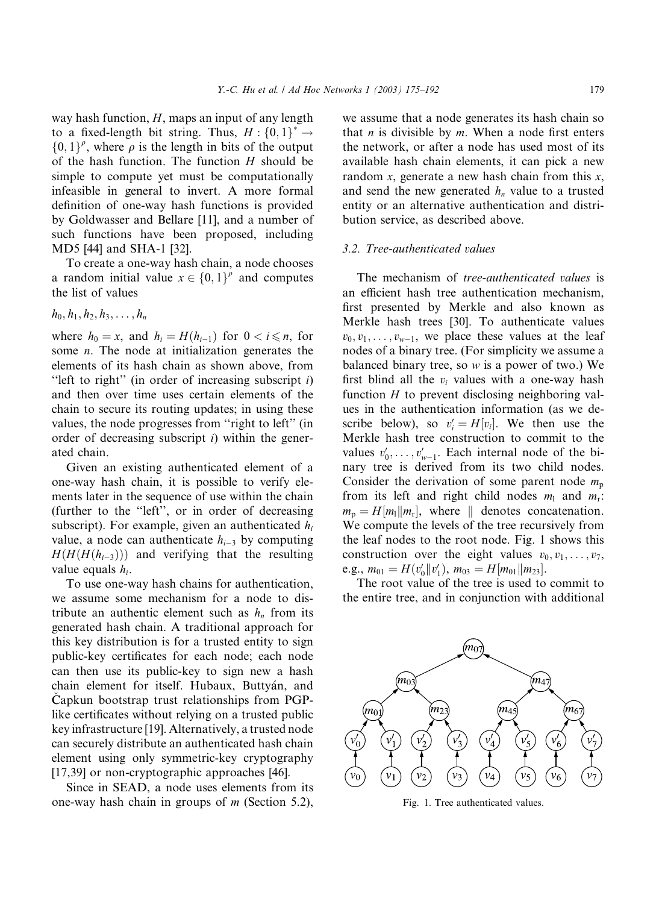way hash function, $H$, maps an input of any length to a fixed-length bit string. Thus, $H : \{0,1\}^* \rightarrow \{0,1\}^\rho$, where $\rho$ is the length in bits of the output of the hash function. The function $H$ should be simple to compute yet must be computationally infeasible in general to invert. A more formal definition of one-way hash functions is provided by Goldwasser and Bellare [11], and a number of such functions have been proposed, including MD5 [44] and SHA-1 [32].

To create a one-way hash chain, a node chooses a random initial value $x \in \{0,1\}^\rho$ and computes the list of values

$$h_0, h_1, h_2, h_3, \ldots, h_n$$

where $h_0 = x$, and $h_i = H(h_{i-1})$ for $0 < i \leqslant n$, for some $n$. The node at initialization generates the elements of its hash chain as shown above, from "left to right" (in order of increasing subscript $i$) and then over time uses certain elements of the chain to secure its routing updates; in using these values, the node progresses from "right to left" (in order of decreasing subscript $i$) within the generated chain.

Given an existing authenticated element of a one-way hash chain, it is possible to verify elements later in the sequence of use within the chain (further to the "left", or in order of decreasing subscript). For example, given an authenticated $h_i$ value, a node can authenticate $h_{i-3}$ by computing $H(H(H(h_{i-3})))$ and verifying that the resulting value equals $h_i$.

To use one-way hash chains for authentication, we assume some mechanism for a node to distribute an authentic element such as $h_n$ from its generated hash chain. A traditional approach for this key distribution is for a trusted entity to sign public-key certificates for each node; each node can then use its public-key to sign new a hash chain element for itself. Hubaux, Buttyán, and Čapkun bootstrap trust relationships from PGP-like certificates without relying on a trusted public key infrastructure [19]. Alternatively, a trusted node can securely distribute an authenticated hash chain element using only symmetric-key cryptography [17,39] or non-cryptographic approaches [46].

Since in SEAD, a node uses elements from its one-way hash chain in groups of $m$ (Section 5.2), we assume that a node generates its hash chain so that $n$ is divisible by $m$. When a node first enters the network, or after a node has used most of its available hash chain elements, it can pick a new random $x$, generate a new hash chain from this $x$, and send the new generated $h_n$ value to a trusted entity or an alternative authentication and distribution service, as described above.

### 3.2. Tree-authenticated values

The mechanism of *tree-authenticated values* is an efficient hash tree authentication mechanism, first presented by Merkle and also known as Merkle hash trees [30]. To authenticate values $v_0, v_1, \ldots, v_{w-1}$, we place these values at the leaf nodes of a binary tree. (For simplicity we assume a balanced binary tree, so $w$ is a power of two.) We first blind all the $v_i$ values with a one-way hash function $H$ to prevent disclosing neighboring values in the authentication information (as we describe below), so $v'_i = H[v_i]$. We then use the Merkle hash tree construction to commit to the values $v'_0, \ldots, v'_{w-1}$. Each internal node of the binary tree is derived from its two child nodes. Consider the derivation of some parent node $m_p$ from its left and right child nodes $m_l$ and $m_r$: $m_p = H[m_l \| m_r]$, where $\|$ denotes concatenation. We compute the levels of the tree recursively from the leaf nodes to the root node. Fig. 1 shows this construction over the eight values $v_0, v_1, \ldots, v_7$, e.g., $m_{01} = H(v'_0 \| v'_1)$, $m_{03} = H[m_{01} \| m_{23}]$.

The root value of the tree is used to commit to the entire tree, and in conjunction with additional

Fig. 1. Tree authenticated values.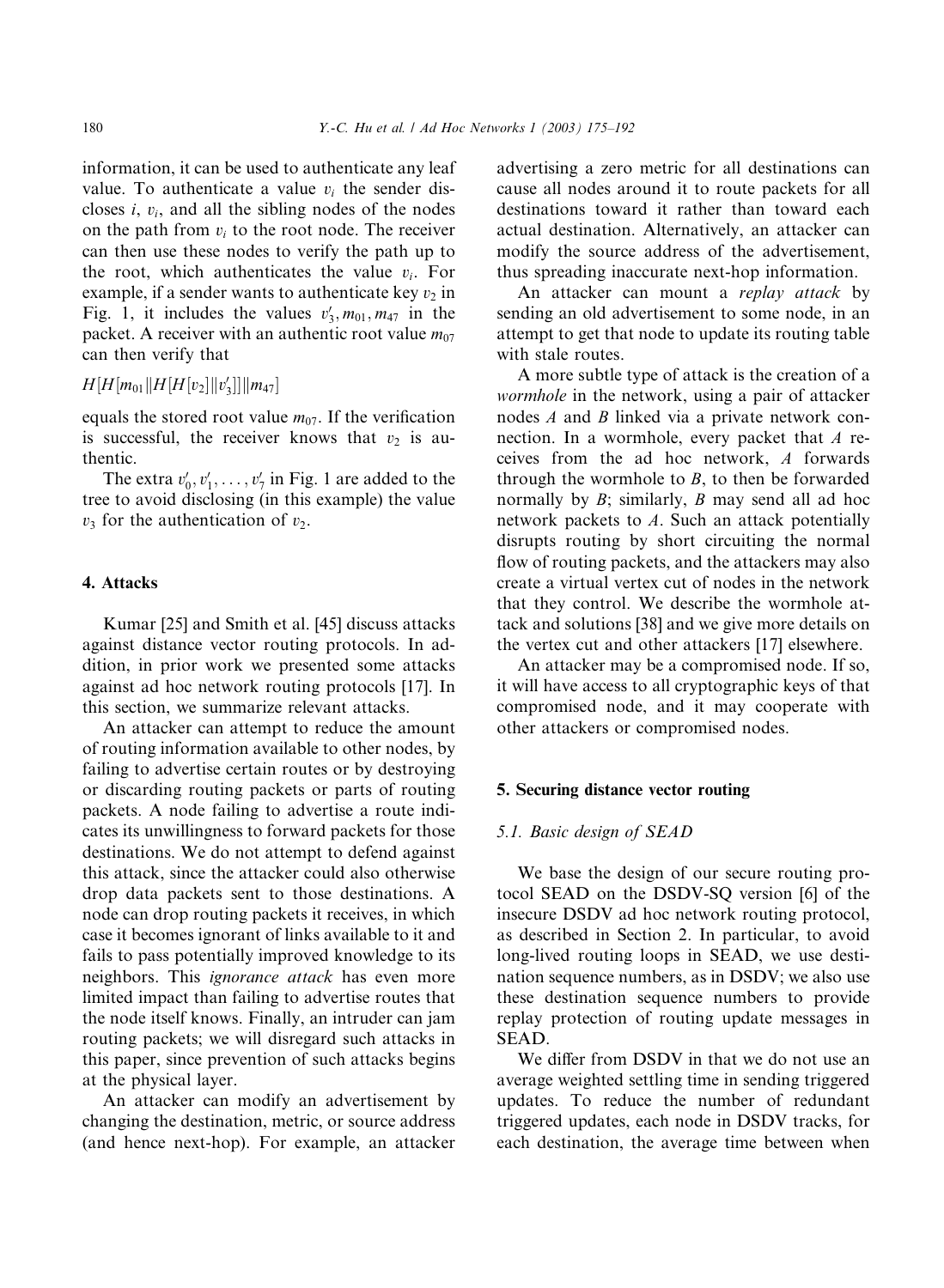information, it can be used to authenticate any leaf value. To authenticate a value $v_i$ the sender discloses $i$, $v_i$, and all the sibling nodes of the nodes on the path from $v_i$ to the root node. The receiver can then use these nodes to verify the path up to the root, which authenticates the value $v_i$. For example, if a sender wants to authenticate key $v_2$ in Fig. 1, it includes the values $v'_3, m_{01}, m_{47}$ in the packet. A receiver with an authentic root value $m_{07}$ can then verify that

$$H[H[m_{01} \| H[H[v_2] \| v'_3]] \| m_{47}]$$

equals the stored root value $m_{07}$. If the verification is successful, the receiver knows that $v_2$ is authentic.

The extra $v'_0, v'_1, \ldots, v'_7$ in Fig. 1 are added to the tree to avoid disclosing (in this example) the value $v_3$ for the authentication of $v_2$.

## 4. Attacks

Kumar [25] and Smith et al. [45] discuss attacks against distance vector routing protocols. In addition, in prior work we presented some attacks against ad hoc network routing protocols [17]. In this section, we summarize relevant attacks.

An attacker can attempt to reduce the amount of routing information available to other nodes, by failing to advertise certain routes or by destroying or discarding routing packets or parts of routing packets. A node failing to advertise a route indicates its unwillingness to forward packets for those destinations. We do not attempt to defend against this attack, since the attacker could also otherwise drop data packets sent to those destinations. A node can drop routing packets it receives, in which case it becomes ignorant of links available to it and fails to pass potentially improved knowledge to its neighbors. This *ignorance attack* has even more limited impact than failing to advertise routes that the node itself knows. Finally, an intruder can jam routing packets; we will disregard such attacks in this paper, since prevention of such attacks begins at the physical layer.

An attacker can modify an advertisement by changing the destination, metric, or source address (and hence next-hop). For example, an attacker advertising a zero metric for all destinations can cause all nodes around it to route packets for all destinations toward it rather than toward each actual destination. Alternatively, an attacker can modify the source address of the advertisement, thus spreading inaccurate next-hop information.

An attacker can mount a *replay attack* by sending an old advertisement to some node, in an attempt to get that node to update its routing table with stale routes.

A more subtle type of attack is the creation of a *wormhole* in the network, using a pair of attacker nodes $A$ and $B$ linked via a private network connection. In a wormhole, every packet that $A$ receives from the ad hoc network, $A$ forwards through the wormhole to $B$, to then be forwarded normally by $B$; similarly, $B$ may send all ad hoc network packets to $A$. Such an attack potentially disrupts routing by short circuiting the normal flow of routing packets, and the attackers may also create a virtual vertex cut of nodes in the network that they control. We describe the wormhole attack and solutions [38] and we give more details on the vertex cut and other attackers [17] elsewhere.

An attacker may be a compromised node. If so, it will have access to all cryptographic keys of that compromised node, and it may cooperate with other attackers or compromised nodes.

## 5. Securing distance vector routing

### 5.1. Basic design of SEAD

We base the design of our secure routing protocol SEAD on the DSDV-SQ version [6] of the insecure DSDV ad hoc network routing protocol, as described in Section 2. In particular, to avoid long-lived routing loops in SEAD, we use destination sequence numbers, as in DSDV; we also use these destination sequence numbers to provide replay protection of routing update messages in SEAD.

We differ from DSDV in that we do not use an average weighted settling time in sending triggered updates. To reduce the number of redundant triggered updates, each node in DSDV tracks, for each destination, the average time between when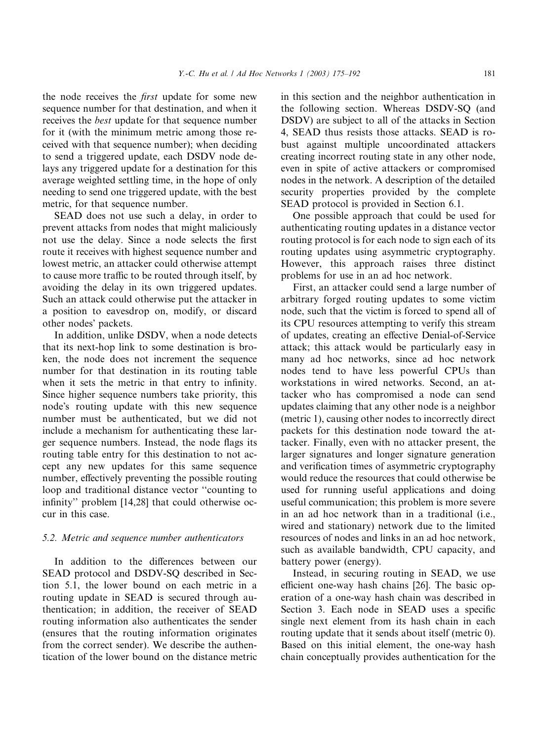the node receives the *first* update for some new sequence number for that destination, and when it receives the *best* update for that sequence number for it (with the minimum metric among those received with that sequence number); when deciding to send a triggered update, each DSDV node delays any triggered update for a destination for this average weighted settling time, in the hope of only needing to send one triggered update, with the best metric, for that sequence number.

SEAD does not use such a delay, in order to prevent attacks from nodes that might maliciously not use the delay. Since a node selects the first route it receives with highest sequence number and lowest metric, an attacker could otherwise attempt to cause more traffic to be routed through itself, by avoiding the delay in its own triggered updates. Such an attack could otherwise put the attacker in a position to eavesdrop on, modify, or discard other nodes' packets.

In addition, unlike DSDV, when a node detects that its next-hop link to some destination is broken, the node does not increment the sequence number for that destination in its routing table when it sets the metric in that entry to infinity. Since higher sequence numbers take priority, this node's routing update with this new sequence number must be authenticated, but we did not include a mechanism for authenticating these larger sequence numbers. Instead, the node flags its routing table entry for this destination to not accept any new updates for this same sequence number, effectively preventing the possible routing loop and traditional distance vector ''counting to infinity'' problem [14,28] that could otherwise occur in this case.

### 5.2. Metric and sequence number authenticators

In addition to the differences between our SEAD protocol and DSDV-SQ described in Section 5.1, the lower bound on each metric in a routing update in SEAD is secured through authentication; in addition, the receiver of SEAD routing information also authenticates the sender (ensures that the routing information originates from the correct sender). We describe the authentication of the lower bound on the distance metric in this section and the neighbor authentication in the following section. Whereas DSDV-SQ (and DSDV) are subject to all of the attacks in Section 4, SEAD thus resists those attacks. SEAD is robust against multiple uncoordinated attackers creating incorrect routing state in any other node, even in spite of active attackers or compromised nodes in the network. A description of the detailed security properties provided by the complete SEAD protocol is provided in Section 6.1.

One possible approach that could be used for authenticating routing updates in a distance vector routing protocol is for each node to sign each of its routing updates using asymmetric cryptography. However, this approach raises three distinct problems for use in an ad hoc network.

First, an attacker could send a large number of arbitrary forged routing updates to some victim node, such that the victim is forced to spend all of its CPU resources attempting to verify this stream of updates, creating an effective Denial-of-Service attack; this attack would be particularly easy in many ad hoc networks, since ad hoc network nodes tend to have less powerful CPUs than workstations in wired networks. Second, an attacker who has compromised a node can send updates claiming that any other node is a neighbor (metric 1), causing other nodes to incorrectly direct packets for this destination node toward the attacker. Finally, even with no attacker present, the larger signatures and longer signature generation and verification times of asymmetric cryptography would reduce the resources that could otherwise be used for running useful applications and doing useful communication; this problem is more severe in an ad hoc network than in a traditional (i.e., wired and stationary) network due to the limited resources of nodes and links in an ad hoc network, such as available bandwidth, CPU capacity, and battery power (energy).

Instead, in securing routing in SEAD, we use efficient one-way hash chains [26]. The basic operation of a one-way hash chain was described in Section 3. Each node in SEAD uses a specific single next element from its hash chain in each routing update that it sends about itself (metric 0). Based on this initial element, the one-way hash chain conceptually provides authentication for the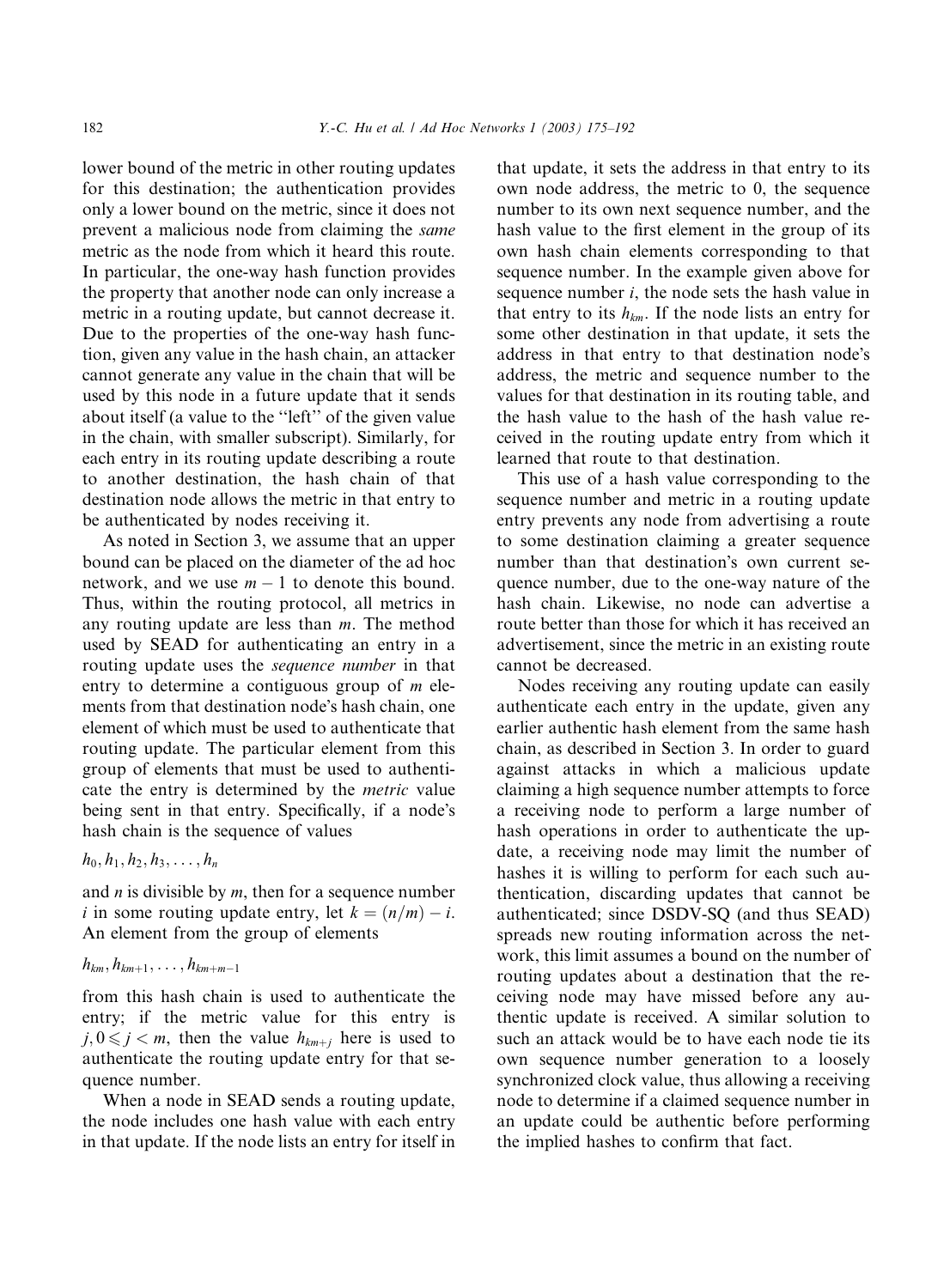lower bound of the metric in other routing updates for this destination; the authentication provides only a lower bound on the metric, since it does not prevent a malicious node from claiming the *same* metric as the node from which it heard this route. In particular, the one-way hash function provides the property that another node can only increase a metric in a routing update, but cannot decrease it. Due to the properties of the one-way hash function, given any value in the hash chain, an attacker cannot generate any value in the chain that will be used by this node in a future update that it sends about itself (a value to the "left" of the given value in the chain, with smaller subscript). Similarly, for each entry in its routing update describing a route to another destination, the hash chain of that destination node allows the metric in that entry to be authenticated by nodes receiving it.

As noted in Section 3, we assume that an upper bound can be placed on the diameter of the ad hoc network, and we use $m - 1$ to denote this bound. Thus, within the routing protocol, all metrics in any routing update are less than $m$. The method used by SEAD for authenticating an entry in a routing update uses the *sequence number* in that entry to determine a contiguous group of $m$ elements from that destination node's hash chain, one element of which must be used to authenticate that routing update. The particular element from this group of elements that must be used to authenticate the entry is determined by the *metric* value being sent in that entry. Specifically, if a node's hash chain is the sequence of values

$$h_0, h_1, h_2, h_3, \ldots, h_n$$

and $n$ is divisible by $m$, then for a sequence number $i$ in some routing update entry, let $k = (n/m) - i$. An element from the group of elements

$$h_{km}, h_{km+1}, \ldots, h_{km+m-1}$$

from this hash chain is used to authenticate the entry; if the metric value for this entry is $j, 0 \leqslant j < m$, then the value $h_{km+j}$ here is used to authenticate the routing update entry for that sequence number.

When a node in SEAD sends a routing update, the node includes one hash value with each entry in that update. If the node lists an entry for itself in that update, it sets the address in that entry to its own node address, the metric to 0, the sequence number to its own next sequence number, and the hash value to the first element in the group of its own hash chain elements corresponding to that sequence number. In the example given above for sequence number $i$, the node sets the hash value in that entry to its $h_{km}$. If the node lists an entry for some other destination in that update, it sets the address in that entry to that destination node's address, the metric and sequence number to the values for that destination in its routing table, and the hash value to the hash of the hash value received in the routing update entry from which it learned that route to that destination.

This use of a hash value corresponding to the sequence number and metric in a routing update entry prevents any node from advertising a route to some destination claiming a greater sequence number than that destination's own current sequence number, due to the one-way nature of the hash chain. Likewise, no node can advertise a route better than those for which it has received an advertisement, since the metric in an existing route cannot be decreased.

Nodes receiving any routing update can easily authenticate each entry in the update, given any earlier authentic hash element from the same hash chain, as described in Section 3. In order to guard against attacks in which a malicious update claiming a high sequence number attempts to force a receiving node to perform a large number of hash operations in order to authenticate the update, a receiving node may limit the number of hashes it is willing to perform for each such authentication, discarding updates that cannot be authenticated; since DSDV-SQ (and thus SEAD) spreads new routing information across the network, this limit assumes a bound on the number of routing updates about a destination that the receiving node may have missed before any authentic update is received. A similar solution to such an attack would be to have each node tie its own sequence number generation to a loosely synchronized clock value, thus allowing a receiving node to determine if a claimed sequence number in an update could be authentic before performing the implied hashes to confirm that fact.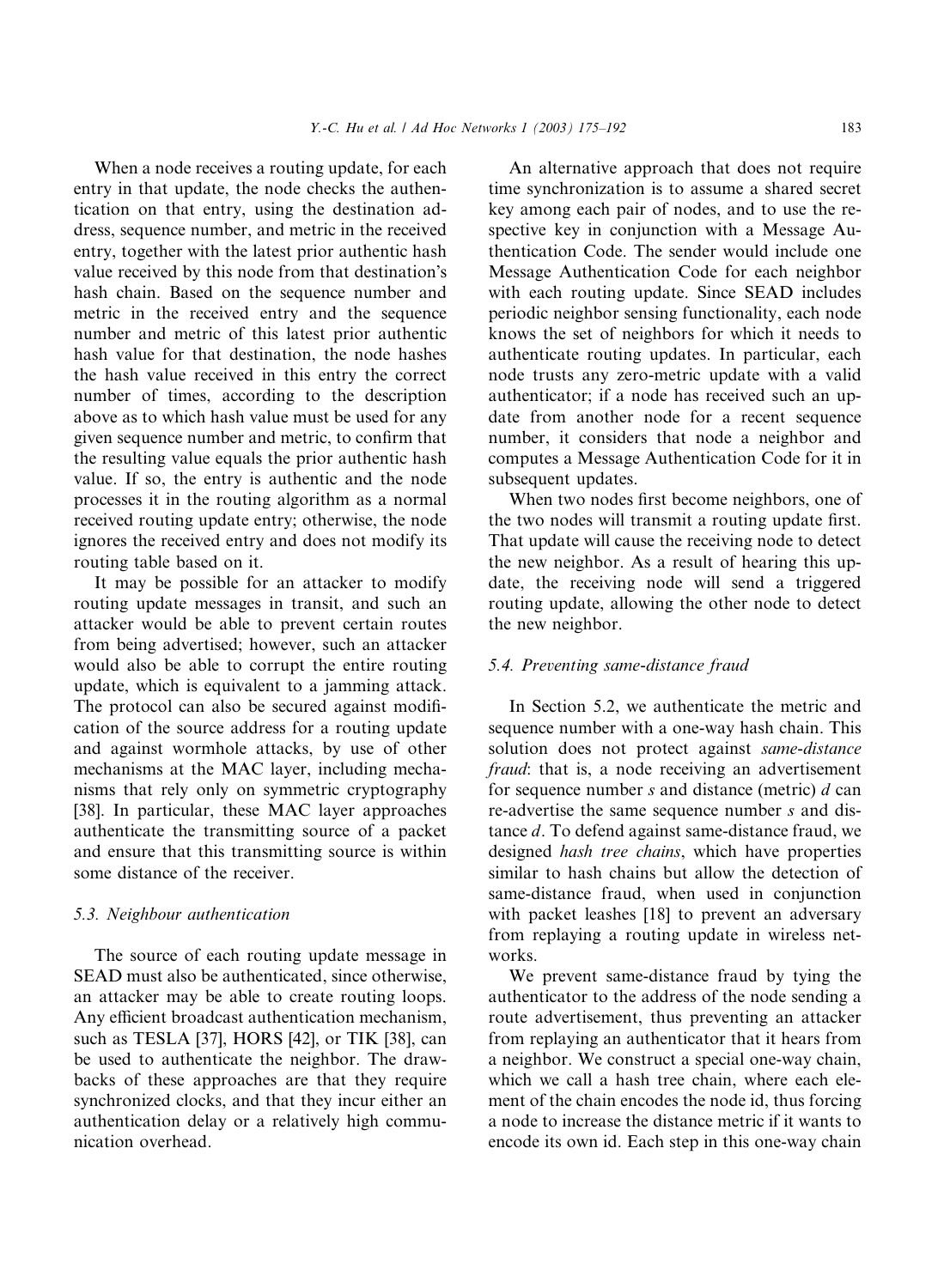When a node receives a routing update, for each entry in that update, the node checks the authentication on that entry, using the destination address, sequence number, and metric in the received entry, together with the latest prior authentic hash value received by this node from that destination's hash chain. Based on the sequence number and metric in the received entry and the sequence number and metric of this latest prior authentic hash value for that destination, the node hashes the hash value received in this entry the correct number of times, according to the description above as to which hash value must be used for any given sequence number and metric, to confirm that the resulting value equals the prior authentic hash value. If so, the entry is authentic and the node processes it in the routing algorithm as a normal received routing update entry; otherwise, the node ignores the received entry and does not modify its routing table based on it.

It may be possible for an attacker to modify routing update messages in transit, and such an attacker would be able to prevent certain routes from being advertised; however, such an attacker would also be able to corrupt the entire routing update, which is equivalent to a jamming attack. The protocol can also be secured against modification of the source address for a routing update and against wormhole attacks, by use of other mechanisms at the MAC layer, including mechanisms that rely only on symmetric cryptography [38]. In particular, these MAC layer approaches authenticate the transmitting source of a packet and ensure that this transmitting source is within some distance of the receiver.

### 5.3. Neighbour authentication

The source of each routing update message in SEAD must also be authenticated, since otherwise, an attacker may be able to create routing loops. Any efficient broadcast authentication mechanism, such as TESLA [37], HORS [42], or TIK [38], can be used to authenticate the neighbor. The drawbacks of these approaches are that they require synchronized clocks, and that they incur either an authentication delay or a relatively high communication overhead.

An alternative approach that does not require time synchronization is to assume a shared secret key among each pair of nodes, and to use the respective key in conjunction with a Message Authentication Code. The sender would include one Message Authentication Code for each neighbor with each routing update. Since SEAD includes periodic neighbor sensing functionality, each node knows the set of neighbors for which it needs to authenticate routing updates. In particular, each node trusts any zero-metric update with a valid authenticator; if a node has received such an update from another node for a recent sequence number, it considers that node a neighbor and computes a Message Authentication Code for it in subsequent updates.

When two nodes first become neighbors, one of the two nodes will transmit a routing update first. That update will cause the receiving node to detect the new neighbor. As a result of hearing this update, the receiving node will send a triggered routing update, allowing the other node to detect the new neighbor.

### 5.4. Preventing same-distance fraud

In Section 5.2, we authenticate the metric and sequence number with a one-way hash chain. This solution does not protect against *same-distance fraud*: that is, a node receiving an advertisement for sequence number $s$ and distance (metric) $d$ can re-advertise the same sequence number $s$ and distance $d$. To defend against same-distance fraud, we designed *hash tree chains*, which have properties similar to hash chains but allow the detection of same-distance fraud, when used in conjunction with packet leashes [18] to prevent an adversary from replaying a routing update in wireless networks.

We prevent same-distance fraud by tying the authenticator to the address of the node sending a route advertisement, thus preventing an attacker from replaying an authenticator that it hears from a neighbor. We construct a special one-way chain, which we call a hash tree chain, where each element of the chain encodes the node id, thus forcing a node to increase the distance metric if it wants to encode its own id. Each step in this one-way chain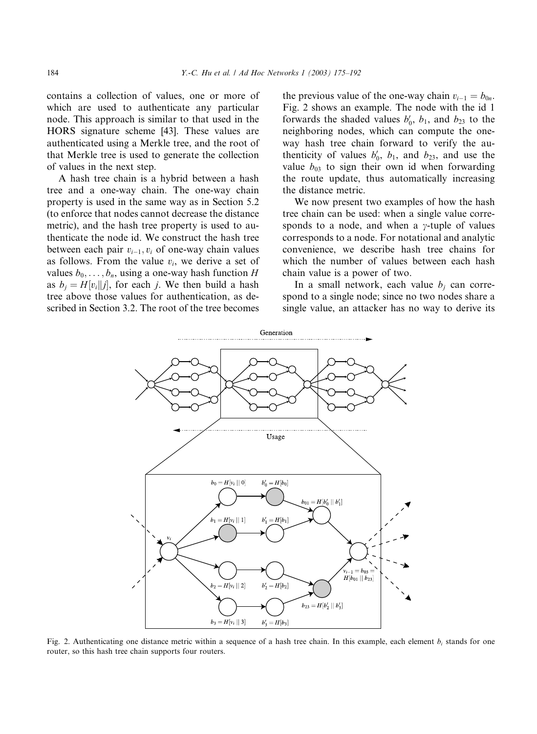contains a collection of values, one or more of which are used to authenticate any particular node. This approach is similar to that used in the HORS signature scheme [43]. These values are authenticated using a Merkle tree, and the root of that Merkle tree is used to generate the collection of values in the next step.

A hash tree chain is a hybrid between a hash tree and a one-way chain. The one-way chain property is used in the same way as in Section 5.2 (to enforce that nodes cannot decrease the distance metric), and the hash tree property is used to authenticate the node id. We construct the hash tree between each pair $v_{i-1}, v_i$ of one-way chain values as follows. From the value $v_i$, we derive a set of values $b_0, \ldots, b_n$, using a one-way hash function $H$ as $b_j = H[v_i \| j]$, for each $j$. We then build a hash tree above those values for authentication, as described in Section 3.2. The root of the tree becomes the previous value of the one-way chain $v_{i-1} = b_{0n}$. Fig. 2 shows an example. The node with the id 1 forwards the shaded values $b'_0$, $b_1$, and $b_{23}$ to the neighboring nodes, which can compute the one-way hash tree chain forward to verify the authenticity of values $b'_0$, $b_1$, and $b_{23}$, and use the value $b_{03}$ to sign their own id when forwarding the route update, thus automatically increasing the distance metric.

We now present two examples of how the hash tree chain can be used: when a single value corresponds to a node, and when a $\gamma$-tuple of values corresponds to a node. For notational and analytic convenience, we describe hash tree chains for which the number of values between each hash chain value is a power of two.

In a small network, each value $b_j$ can correspond to a single node; since no two nodes share a single value, an attacker has no way to derive its

Fig. 2. Authenticating one distance metric within a sequence of a hash tree chain. In this example, each element $b_i$ stands for one router, so this hash tree chain supports four routers.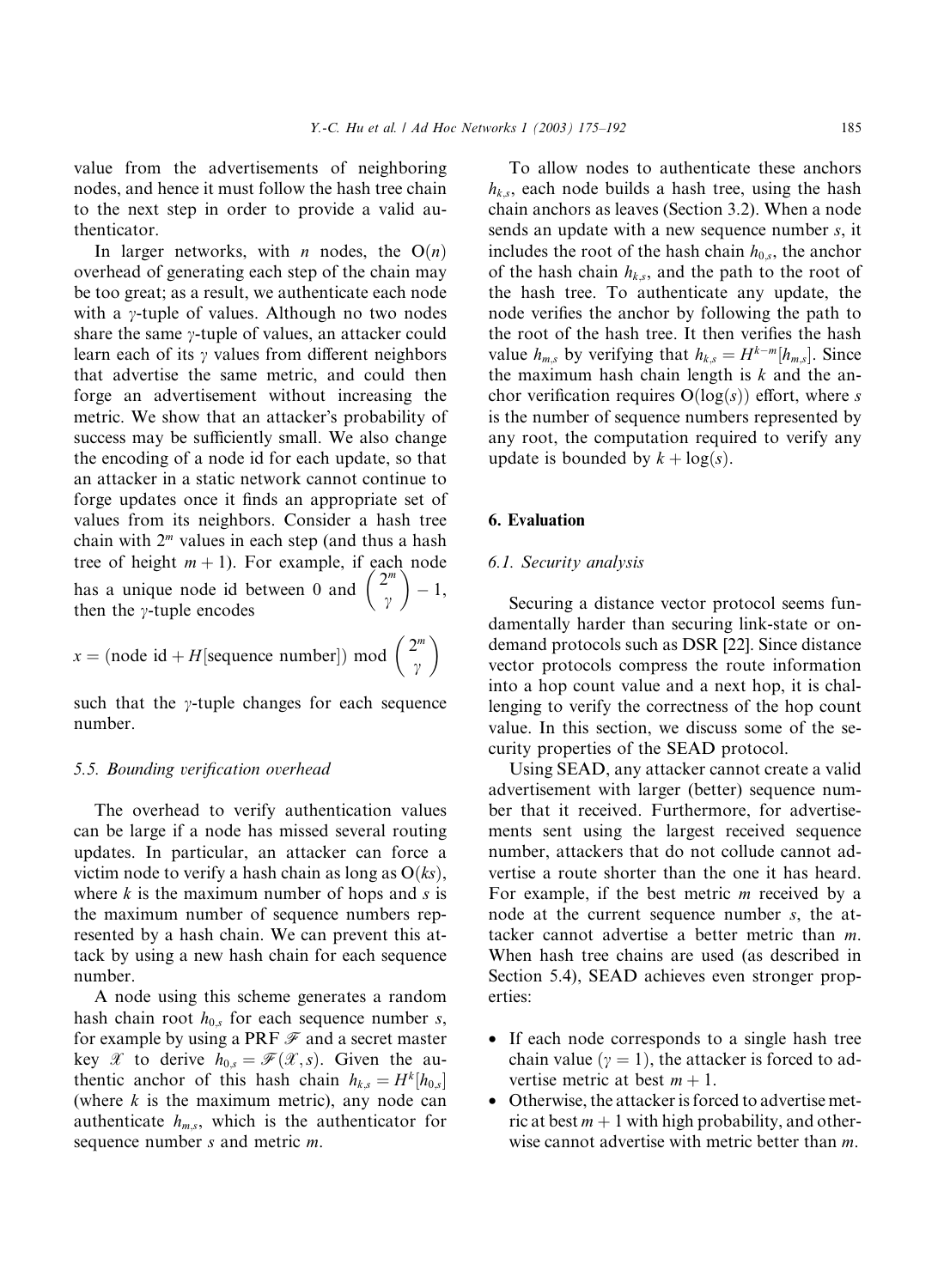value from the advertisements of neighboring nodes, and hence it must follow the hash tree chain to the next step in order to provide a valid authenticator.

In larger networks, with $n$ nodes, the $O(n)$ overhead of generating each step of the chain may be too great; as a result, we authenticate each node with a $\gamma$-tuple of values. Although no two nodes share the same $\gamma$-tuple of values, an attacker could learn each of its $\gamma$ values from different neighbors that advertise the same metric, and could then forge an advertisement without increasing the metric. We show that an attacker's probability of success may be sufficiently small. We also change the encoding of a node id for each update, so that an attacker in a static network cannot continue to forge updates once it finds an appropriate set of values from its neighbors. Consider a hash tree chain with $2^m$ values in each step (and thus a hash tree of height $m+1$). For example, if each node has a unique node id between 0 and $\binom{2^m}{\gamma} - 1$, then the $\gamma$-tuple encodes

$$x = (\text{node id} + H[\text{sequence number}]) \bmod \binom{2^m}{\gamma}$$

such that the $\gamma$-tuple changes for each sequence number.

### 5.5. Bounding verification overhead

The overhead to verify authentication values can be large if a node has missed several routing updates. In particular, an attacker can force a victim node to verify a hash chain as long as $O(ks)$, where $k$ is the maximum number of hops and $s$ is the maximum number of sequence numbers represented by a hash chain. We can prevent this attack by using a new hash chain for each sequence number.

A node using this scheme generates a random hash chain root $h_{0,s}$ for each sequence number $s$, for example by using a PRF $\mathscr{F}$ and a secret master key $\mathscr{X}$ to derive $h_{0,s} = \mathscr{F}(\mathscr{X}, s)$. Given the authentic anchor of this hash chain $h_{k,s} = H^k[h_{0,s}]$ (where $k$ is the maximum metric), any node can authenticate $h_{m,s}$, which is the authenticator for sequence number $s$ and metric $m$.

To allow nodes to authenticate these anchors $h_{k,s}$, each node builds a hash tree, using the hash chain anchors as leaves (Section 3.2). When a node sends an update with a new sequence number $s$, it includes the root of the hash chain $h_{0,s}$, the anchor of the hash chain $h_{k,s}$, and the path to the root of the hash tree. To authenticate any update, the node verifies the anchor by following the path to the root of the hash tree. It then verifies the hash value $h_{m,s}$ by verifying that $h_{k,s} = H^{k-m}[h_{m,s}]$. Since the maximum hash chain length is $k$ and the anchor verification requires $O(\log(s))$ effort, where $s$ is the number of sequence numbers represented by any root, the computation required to verify any update is bounded by $k + \log(s)$.

## 6. Evaluation

### 6.1. Security analysis

Securing a distance vector protocol seems fundamentally harder than securing link-state or on-demand protocols such as DSR [22]. Since distance vector protocols compress the route information into a hop count value and a next hop, it is challenging to verify the correctness of the hop count value. In this section, we discuss some of the security properties of the SEAD protocol.

Using SEAD, any attacker cannot create a valid advertisement with larger (better) sequence number that it received. Furthermore, for advertisements sent using the largest received sequence number, attackers that do not collude cannot advertise a route shorter than the one it has heard. For example, if the best metric $m$ received by a node at the current sequence number $s$, the attacker cannot advertise a better metric than $m$. When hash tree chains are used (as described in Section 5.4), SEAD achieves even stronger properties:

- If each node corresponds to a single hash tree chain value ($\gamma = 1$), the attacker is forced to advertise metric at best $m+1$.
- Otherwise, the attacker is forced to advertise metric at best $m+1$ with high probability, and otherwise cannot advertise with metric better than $m$.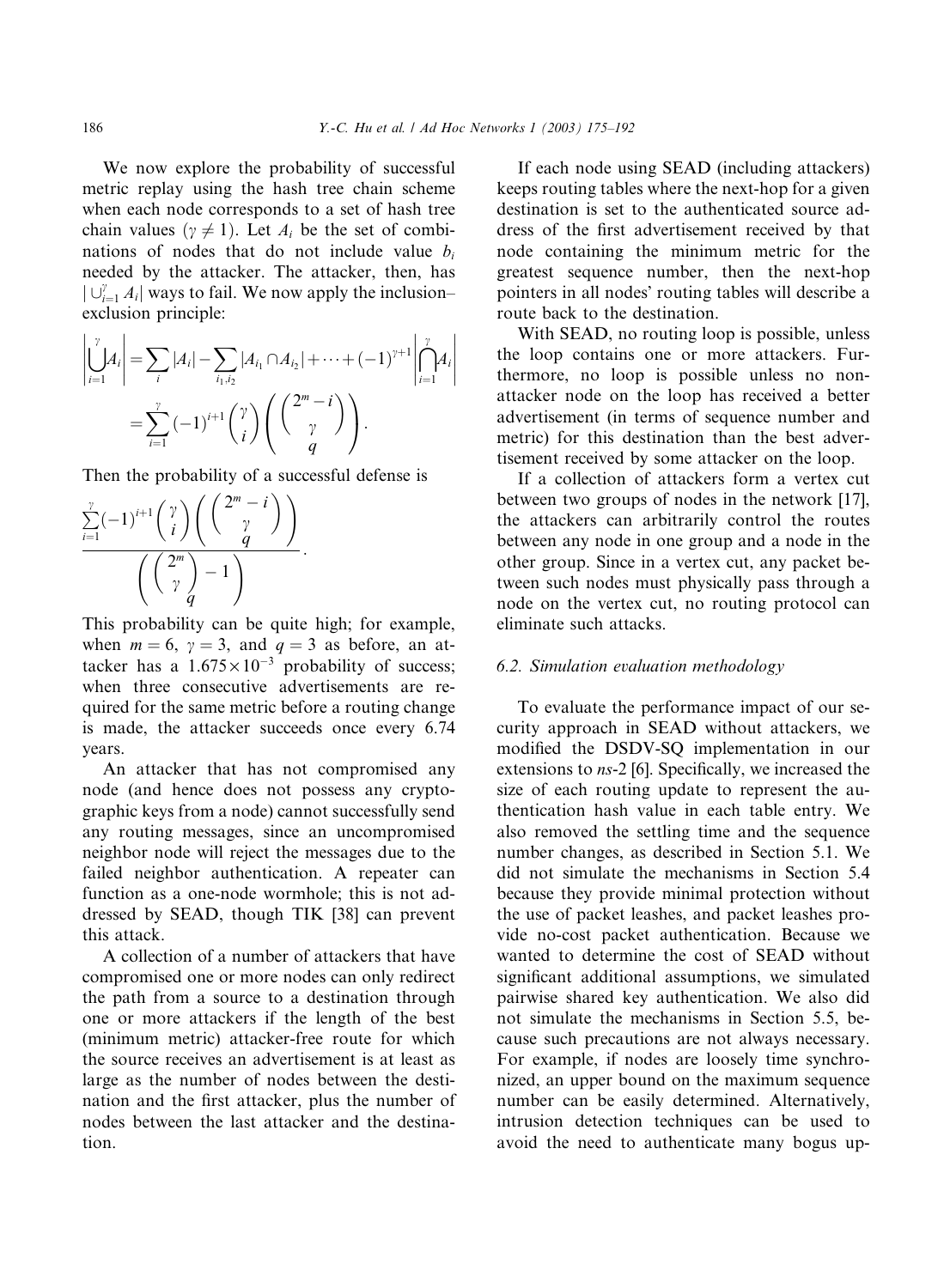We now explore the probability of successful metric replay using the hash tree chain scheme when each node corresponds to a set of hash tree chain values ($\gamma \neq 1$). Let $A_i$ be the set of combinations of nodes that do not include value $b_i$ needed by the attacker. The attacker, then, has $|\cup_{i=1}^{\gamma} A_i|$ ways to fail. We now apply the inclusion–exclusion principle:

$$\left|\bigcup_{i=1}^{\gamma} A_i\right| = \sum_i |A_i| - \sum_{i_1, i_2} |A_{i_1} \cap A_{i_2}| + \cdots + (-1)^{\gamma+1}\left|\bigcap_{i=1}^{\gamma} A_i\right| = \sum_{i=1}^{\gamma} (-1)^{i+1} \binom{\gamma}{i} \binom{\binom{2^m - i}{\gamma}}{q}.$$

Then the probability of a successful defense is

$$\frac{\sum_{i=1}^{\gamma} (-1)^{i+1} \binom{\gamma}{i} \binom{\binom{2^m - i}{\gamma}}{q}}{\binom{\binom{2^m}{\gamma} - 1}{q}}.$$

This probability can be quite high; for example, when $m = 6$, $\gamma = 3$, and $q = 3$ as before, an attacker has a $1.675 \times 10^{-3}$ probability of success; when three consecutive advertisements are required for the same metric before a routing change is made, the attacker succeeds once every 6.74 years.

An attacker that has not compromised any node (and hence does not possess any cryptographic keys from a node) cannot successfully send any routing messages, since an uncompromised neighbor node will reject the messages due to the failed neighbor authentication. A repeater can function as a one-node wormhole; this is not addressed by SEAD, though TIK [38] can prevent this attack.

A collection of a number of attackers that have compromised one or more nodes can only redirect the path from a source to a destination through one or more attackers if the length of the best (minimum metric) attacker-free route for which the source receives an advertisement is at least as large as the number of nodes between the destination and the first attacker, plus the number of nodes between the last attacker and the destination.

If each node using SEAD (including attackers) keeps routing tables where the next-hop for a given destination is set to the authenticated source address of the first advertisement received by that node containing the minimum metric for the greatest sequence number, then the next-hop pointers in all nodes' routing tables will describe a route back to the destination.

With SEAD, no routing loop is possible, unless the loop contains one or more attackers. Furthermore, no loop is possible unless no non-attacker node on the loop has received a better advertisement (in terms of sequence number and metric) for this destination than the best advertisement received by some attacker on the loop.

If a collection of attackers form a vertex cut between two groups of nodes in the network [17], the attackers can arbitrarily control the routes between any node in one group and a node in the other group. Since in a vertex cut, any packet between such nodes must physically pass through a node on the vertex cut, no routing protocol can eliminate such attacks.

### 6.2. Simulation evaluation methodology

To evaluate the performance impact of our security approach in SEAD without attackers, we modified the DSDV-SQ implementation in our extensions to *ns*-2 [6]. Specifically, we increased the size of each routing update to represent the authentication hash value in each table entry. We also removed the settling time and the sequence number changes, as described in Section 5.1. We did not simulate the mechanisms in Section 5.4 because they provide minimal protection without the use of packet leashes, and packet leashes provide no-cost packet authentication. Because we wanted to determine the cost of SEAD without significant additional assumptions, we simulated pairwise shared key authentication. We also did not simulate the mechanisms in Section 5.5, because such precautions are not always necessary. For example, if nodes are loosely time synchronized, an upper bound on the maximum sequence number can be easily determined. Alternatively, intrusion detection techniques can be used to avoid the need to authenticate many bogus up-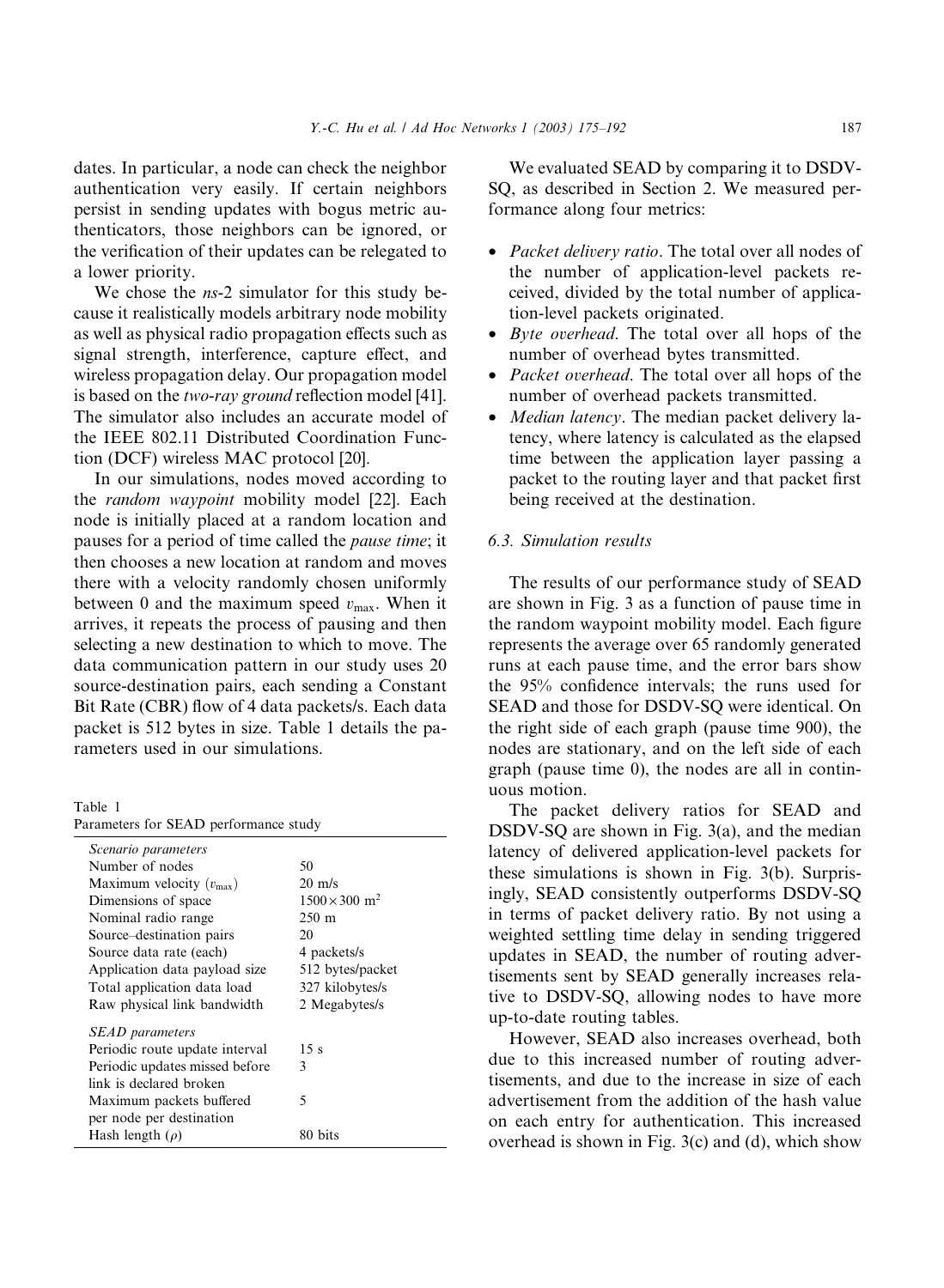dates. In particular, a node can check the neighbor authentication very easily. If certain neighbors persist in sending updates with bogus metric authenticators, those neighbors can be ignored, or the verification of their updates can be relegated to a lower priority.

We chose the *ns*-2 simulator for this study because it realistically models arbitrary node mobility as well as physical radio propagation effects such as signal strength, interference, capture effect, and wireless propagation delay. Our propagation model is based on the *two-ray ground* reflection model [41]. The simulator also includes an accurate model of the IEEE 802.11 Distributed Coordination Function (DCF) wireless MAC protocol [20].

In our simulations, nodes moved according to the *random waypoint* mobility model [22]. Each node is initially placed at a random location and pauses for a period of time called the *pause time*; it then chooses a new location at random and moves there with a velocity randomly chosen uniformly between 0 and the maximum speed $v_{\max}$. When it arrives, it repeats the process of pausing and then selecting a new destination to which to move. The data communication pattern in our study uses 20 source-destination pairs, each sending a Constant Bit Rate (CBR) flow of 4 data packets/s. Each data packet is 512 bytes in size. Table 1 details the parameters used in our simulations.

Table 1
Parameters for SEAD performance study

| | |
|---|---|
| *Scenario parameters* | |
| Number of nodes | 50 |
| Maximum velocity ($v_{\max}$) | 20 m/s |
| Dimensions of space | $1500 \times 300$ m$^2$ |
| Nominal radio range | 250 m |
| Source–destination pairs | 20 |
| Source data rate (each) | 4 packets/s |
| Application data payload size | 512 bytes/packet |
| Total application data load | 327 kilobytes/s |
| Raw physical link bandwidth | 2 Megabytes/s |
| *SEAD parameters* | |
| Periodic route update interval | 15 s |
| Periodic updates missed before link is declared broken | 3 |
| Maximum packets buffered per node per destination | 5 |
| Hash length ($\rho$) | 80 bits |

We evaluated SEAD by comparing it to DSDV-SQ, as described in Section 2. We measured performance along four metrics:

- *Packet delivery ratio*. The total over all nodes of the number of application-level packets received, divided by the total number of application-level packets originated.
- *Byte overhead*. The total over all hops of the number of overhead bytes transmitted.
- *Packet overhead*. The total over all hops of the number of overhead packets transmitted.
- *Median latency*. The median packet delivery latency, where latency is calculated as the elapsed time between the application layer passing a packet to the routing layer and that packet first being received at the destination.

### 6.3. Simulation results

The results of our performance study of SEAD are shown in Fig. 3 as a function of pause time in the random waypoint mobility model. Each figure represents the average over 65 randomly generated runs at each pause time, and the error bars show the 95% confidence intervals; the runs used for SEAD and those for DSDV-SQ were identical. On the right side of each graph (pause time 900), the nodes are stationary, and on the left side of each graph (pause time 0), the nodes are all in continuous motion.

The packet delivery ratios for SEAD and DSDV-SQ are shown in Fig. 3(a), and the median latency of delivered application-level packets for these simulations is shown in Fig. 3(b). Surprisingly, SEAD consistently outperforms DSDV-SQ in terms of packet delivery ratio. By not using a weighted settling time delay in sending triggered updates in SEAD, the number of routing advertisements sent by SEAD generally increases relative to DSDV-SQ, allowing nodes to have more up-to-date routing tables.

However, SEAD also increases overhead, both due to this increased number of routing advertisements, and due to the increase in size of each advertisement from the addition of the hash value on each entry for authentication. This increased overhead is shown in Fig. 3(c) and (d), which show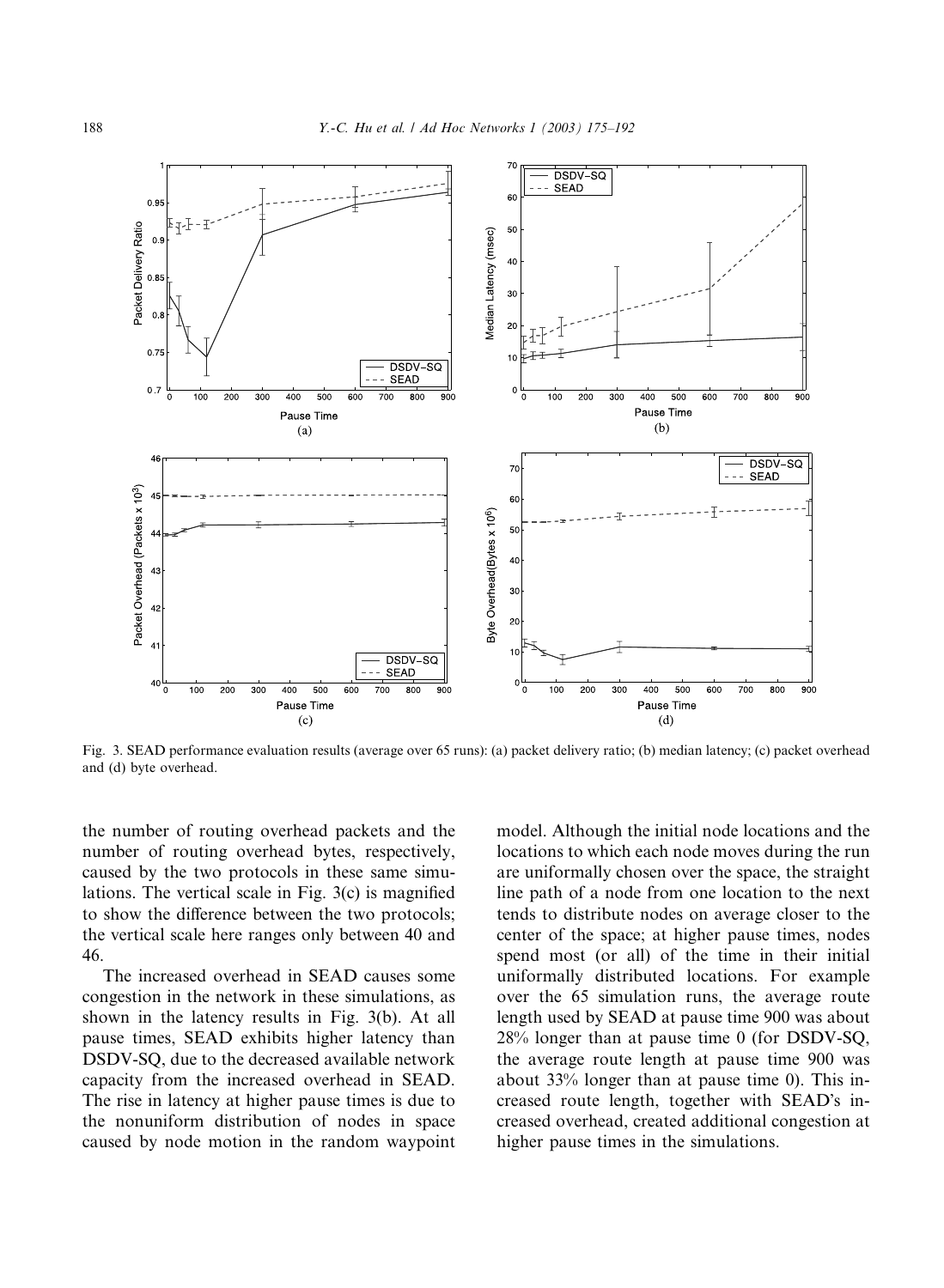Fig. 3. SEAD performance evaluation results (average over 65 runs): (a) packet delivery ratio; (b) median latency; (c) packet overhead and (d) byte overhead.

the number of routing overhead packets and the number of routing overhead bytes, respectively, caused by the two protocols in these same simulations. The vertical scale in Fig. 3(c) is magnified to show the difference between the two protocols; the vertical scale here ranges only between 40 and 46.

The increased overhead in SEAD causes some congestion in the network in these simulations, as shown in the latency results in Fig. 3(b). At all pause times, SEAD exhibits higher latency than DSDV-SQ, due to the decreased available network capacity from the increased overhead in SEAD. The rise in latency at higher pause times is due to the nonuniform distribution of nodes in space caused by node motion in the random waypoint model. Although the initial node locations and the locations to which each node moves during the run are uniformally chosen over the space, the straight line path of a node from one location to the next tends to distribute nodes on average closer to the center of the space; at higher pause times, nodes spend most (or all) of the time in their initial uniformally distributed locations. For example over the 65 simulation runs, the average route length used by SEAD at pause time 900 was about 28% longer than at pause time 0 (for DSDV-SQ, the average route length at pause time 900 was about 33% longer than at pause time 0). This increased route length, together with SEAD's increased overhead, created additional congestion at higher pause times in the simulations.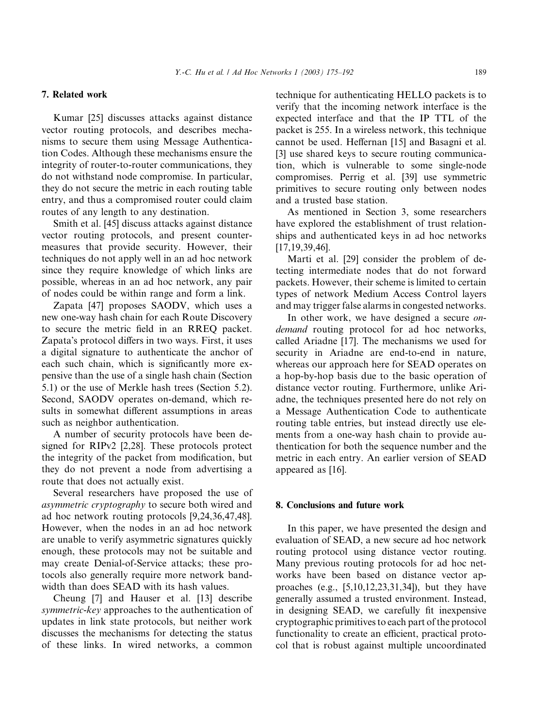## 7. Related work

Kumar [25] discusses attacks against distance vector routing protocols, and describes mechanisms to secure them using Message Authentication Codes. Although these mechanisms ensure the integrity of router-to-router communications, they do not withstand node compromise. In particular, they do not secure the metric in each routing table entry, and thus a compromised router could claim routes of any length to any destination.

Smith et al. [45] discuss attacks against distance vector routing protocols, and present countermeasures that provide security. However, their techniques do not apply well in an ad hoc network since they require knowledge of which links are possible, whereas in an ad hoc network, any pair of nodes could be within range and form a link.

Zapata [47] proposes SAODV, which uses a new one-way hash chain for each Route Discovery to secure the metric field in an RREQ packet. Zapata's protocol differs in two ways. First, it uses a digital signature to authenticate the anchor of each such chain, which is significantly more expensive than the use of a single hash chain (Section 5.1) or the use of Merkle hash trees (Section 5.2). Second, SAODV operates on-demand, which results in somewhat different assumptions in areas such as neighbor authentication.

A number of security protocols have been designed for RIPv2 [2,28]. These protocols protect the integrity of the packet from modification, but they do not prevent a node from advertising a route that does not actually exist.

Several researchers have proposed the use of *asymmetric cryptography* to secure both wired and ad hoc network routing protocols [9,24,36,47,48]. However, when the nodes in an ad hoc network are unable to verify asymmetric signatures quickly enough, these protocols may not be suitable and may create Denial-of-Service attacks; these protocols also generally require more network bandwidth than does SEAD with its hash values.

Cheung [7] and Hauser et al. [13] describe *symmetric-key* approaches to the authentication of updates in link state protocols, but neither work discusses the mechanisms for detecting the status of these links. In wired networks, a common technique for authenticating HELLO packets is to verify that the incoming network interface is the expected interface and that the IP TTL of the packet is 255. In a wireless network, this technique cannot be used. Heffernan [15] and Basagni et al. [3] use shared keys to secure routing communication, which is vulnerable to some single-node compromises. Perrig et al. [39] use symmetric primitives to secure routing only between nodes and a trusted base station.

As mentioned in Section 3, some researchers have explored the establishment of trust relationships and authenticated keys in ad hoc networks [17,19,39,46].

Marti et al. [29] consider the problem of detecting intermediate nodes that do not forward packets. However, their scheme is limited to certain types of network Medium Access Control layers and may trigger false alarms in congested networks.

In other work, we have designed a secure *on-demand* routing protocol for ad hoc networks, called Ariadne [17]. The mechanisms we used for security in Ariadne are end-to-end in nature, whereas our approach here for SEAD operates on a hop-by-hop basis due to the basic operation of distance vector routing. Furthermore, unlike Ariadne, the techniques presented here do not rely on a Message Authentication Code to authenticate routing table entries, but instead directly use elements from a one-way hash chain to provide authentication for both the sequence number and the metric in each entry. An earlier version of SEAD appeared as [16].

## 8. Conclusions and future work

In this paper, we have presented the design and evaluation of SEAD, a new secure ad hoc network routing protocol using distance vector routing. Many previous routing protocols for ad hoc networks have been based on distance vector approaches (e.g., [5,10,12,23,31,34]), but they have generally assumed a trusted environment. Instead, in designing SEAD, we carefully fit inexpensive cryptographic primitives to each part of the protocol functionality to create an efficient, practical protocol that is robust against multiple uncoordinated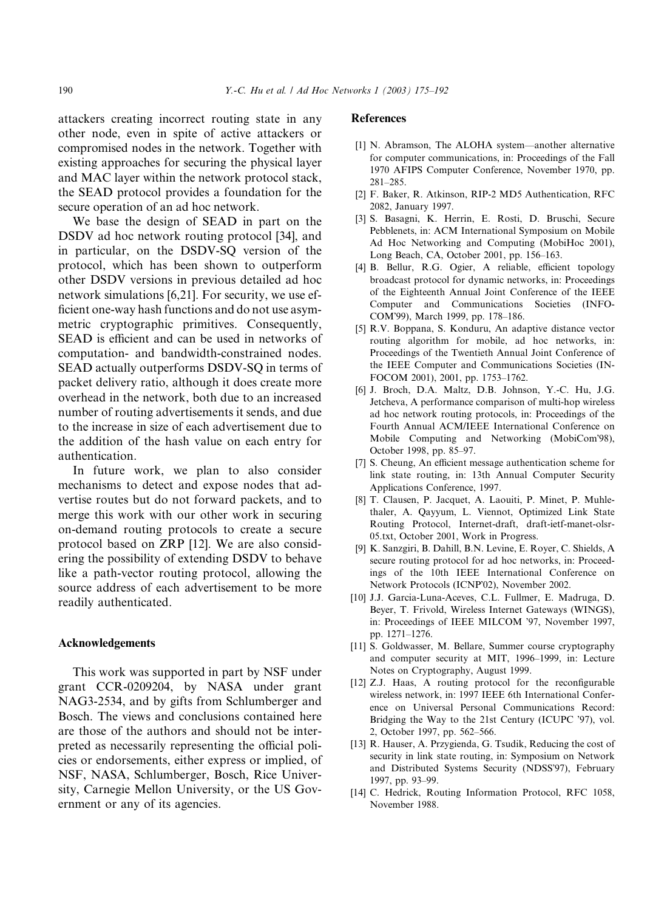attackers creating incorrect routing state in any other node, even in spite of active attackers or compromised nodes in the network. Together with existing approaches for securing the physical layer and MAC layer within the network protocol stack, the SEAD protocol provides a foundation for the secure operation of an ad hoc network.

We base the design of SEAD in part on the DSDV ad hoc network routing protocol [34], and in particular, on the DSDV-SQ version of the protocol, which has been shown to outperform other DSDV versions in previous detailed ad hoc network simulations [6,21]. For security, we use efficient one-way hash functions and do not use asymmetric cryptographic primitives. Consequently, SEAD is efficient and can be used in networks of computation- and bandwidth-constrained nodes. SEAD actually outperforms DSDV-SQ in terms of packet delivery ratio, although it does create more overhead in the network, both due to an increased number of routing advertisements it sends, and due to the increase in size of each advertisement due to the addition of the hash value on each entry for authentication.

In future work, we plan to also consider mechanisms to detect and expose nodes that advertise routes but do not forward packets, and to merge this work with our other work in securing on-demand routing protocols to create a secure protocol based on ZRP [12]. We are also considering the possibility of extending DSDV to behave like a path-vector routing protocol, allowing the source address of each advertisement to be more readily authenticated.

## Acknowledgements

This work was supported in part by NSF under grant CCR-0209204, by NASA under grant NAG3-2534, and by gifts from Schlumberger and Bosch. The views and conclusions contained here are those of the authors and should not be interpreted as necessarily representing the official policies or endorsements, either express or implied, of NSF, NASA, Schlumberger, Bosch, Rice University, Carnegie Mellon University, or the US Government or any of its agencies.

## References

[1] N. Abramson, The ALOHA system—another alternative for computer communications, in: Proceedings of the Fall 1970 AFIPS Computer Conference, November 1970, pp. 281–285.

[2] F. Baker, R. Atkinson, RIP-2 MD5 Authentication, RFC 2082, January 1997.

[3] S. Basagni, K. Herrin, E. Rosti, D. Bruschi, Secure Pebblenets, in: ACM International Symposium on Mobile Ad Hoc Networking and Computing (MobiHoc 2001), Long Beach, CA, October 2001, pp. 156–163.

[4] B. Bellur, R.G. Ogier, A reliable, efficient topology broadcast protocol for dynamic networks, in: Proceedings of the Eighteenth Annual Joint Conference of the IEEE Computer and Communications Societies (INFOCOM'99), March 1999, pp. 178–186.

[5] R.V. Boppana, S. Konduru, An adaptive distance vector routing algorithm for mobile, ad hoc networks, in: Proceedings of the Twentieth Annual Joint Conference of the IEEE Computer and Communications Societies (INFOCOM 2001), 2001, pp. 1753–1762.

[6] J. Broch, D.A. Maltz, D.B. Johnson, Y.-C. Hu, J.G. Jetcheva, A performance comparison of multi-hop wireless ad hoc network routing protocols, in: Proceedings of the Fourth Annual ACM/IEEE International Conference on Mobile Computing and Networking (MobiCom'98), October 1998, pp. 85–97.

[7] S. Cheung, An efficient message authentication scheme for link state routing, in: 13th Annual Computer Security Applications Conference, 1997.

[8] T. Clausen, P. Jacquet, A. Laouiti, P. Minet, P. Muhlethaler, A. Qayyum, L. Viennot, Optimized Link State Routing Protocol, Internet-draft, draft-ietf-manet-olsr-05.txt, October 2001, Work in Progress.

[9] K. Sanzgiri, B. Dahill, B.N. Levine, E. Royer, C. Shields, A secure routing protocol for ad hoc networks, in: Proceedings of the 10th IEEE International Conference on Network Protocols (ICNP'02), November 2002.

[10] J.J. Garcia-Luna-Aceves, C.L. Fullmer, E. Madruga, D. Beyer, T. Frivold, Wireless Internet Gateways (WINGS), in: Proceedings of IEEE MILCOM '97, November 1997, pp. 1271–1276.

[11] S. Goldwasser, M. Bellare, Summer course cryptography and computer security at MIT, 1996–1999, in: Lecture Notes on Cryptography, August 1999.

[12] Z.J. Haas, A routing protocol for the reconfigurable wireless network, in: 1997 IEEE 6th International Conference on Universal Personal Communications Record: Bridging the Way to the 21st Century (ICUPC '97), vol. 2, October 1997, pp. 562–566.

[13] R. Hauser, A. Przygienda, G. Tsudik, Reducing the cost of security in link state routing, in: Symposium on Network and Distributed Systems Security (NDSS'97), February 1997, pp. 93–99.

[14] C. Hedrick, Routing Information Protocol, RFC 1058, November 1988.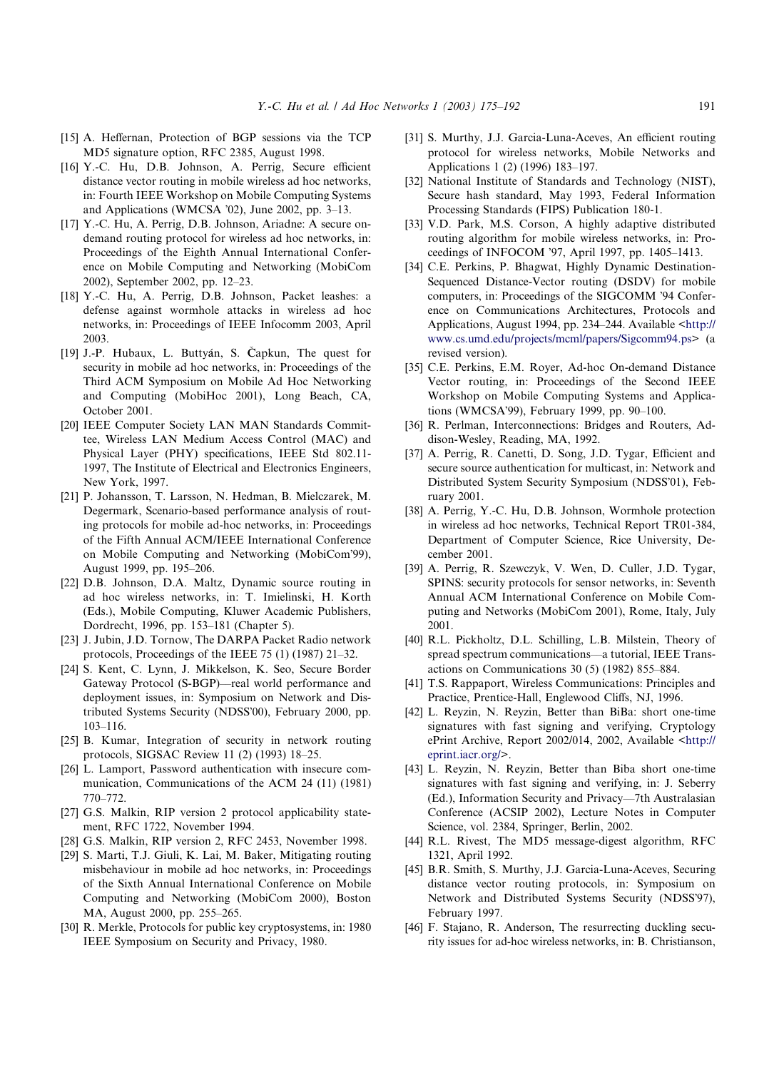[15] A. Heffernan, Protection of BGP sessions via the TCP MD5 signature option, RFC 2385, August 1998.

[16] Y.-C. Hu, D.B. Johnson, A. Perrig, Secure efficient distance vector routing in mobile wireless ad hoc networks, in: Fourth IEEE Workshop on Mobile Computing Systems and Applications (WMCSA '02), June 2002, pp. 3–13.

[17] Y.-C. Hu, A. Perrig, D.B. Johnson, Ariadne: A secure on-demand routing protocol for wireless ad hoc networks, in: Proceedings of the Eighth Annual International Conference on Mobile Computing and Networking (MobiCom 2002), September 2002, pp. 12–23.

[18] Y.-C. Hu, A. Perrig, D.B. Johnson, Packet leashes: a defense against wormhole attacks in wireless ad hoc networks, in: Proceedings of IEEE Infocomm 2003, April 2003.

[19] J.-P. Hubaux, L. Buttyán, S. Čapkun, The quest for security in mobile ad hoc networks, in: Proceedings of the Third ACM Symposium on Mobile Ad Hoc Networking and Computing (MobiHoc 2001), Long Beach, CA, October 2001.

[20] IEEE Computer Society LAN MAN Standards Committee, Wireless LAN Medium Access Control (MAC) and Physical Layer (PHY) specifications, IEEE Std 802.11-1997, The Institute of Electrical and Electronics Engineers, New York, 1997.

[21] P. Johansson, T. Larsson, N. Hedman, B. Mielczarek, M. Degermark, Scenario-based performance analysis of routing protocols for mobile ad-hoc networks, in: Proceedings of the Fifth Annual ACM/IEEE International Conference on Mobile Computing and Networking (MobiCom'99), August 1999, pp. 195–206.

[22] D.B. Johnson, D.A. Maltz, Dynamic source routing in ad hoc wireless networks, in: T. Imielinski, H. Korth (Eds.), Mobile Computing, Kluwer Academic Publishers, Dordrecht, 1996, pp. 153–181 (Chapter 5).

[23] J. Jubin, J.D. Tornow, The DARPA Packet Radio network protocols, Proceedings of the IEEE 75 (1) (1987) 21–32.

[24] S. Kent, C. Lynn, J. Mikkelson, K. Seo, Secure Border Gateway Protocol (S-BGP)—real world performance and deployment issues, in: Symposium on Network and Distributed Systems Security (NDSS'00), February 2000, pp. 103–116.

[25] B. Kumar, Integration of security in network routing protocols, SIGSAC Review 11 (2) (1993) 18–25.

[26] L. Lamport, Password authentication with insecure communication, Communications of the ACM 24 (11) (1981) 770–772.

[27] G.S. Malkin, RIP version 2 protocol applicability statement, RFC 1722, November 1994.

[28] G.S. Malkin, RIP version 2, RFC 2453, November 1998.

[29] S. Marti, T.J. Giuli, K. Lai, M. Baker, Mitigating routing misbehaviour in mobile ad hoc networks, in: Proceedings of the Sixth Annual International Conference on Mobile Computing and Networking (MobiCom 2000), Boston MA, August 2000, pp. 255–265.

[30] R. Merkle, Protocols for public key cryptosystems, in: 1980 IEEE Symposium on Security and Privacy, 1980.

[31] S. Murthy, J.J. Garcia-Luna-Aceves, An efficient routing protocol for wireless networks, Mobile Networks and Applications 1 (2) (1996) 183–197.

[32] National Institute of Standards and Technology (NIST), Secure hash standard, May 1993, Federal Information Processing Standards (FIPS) Publication 180-1.

[33] V.D. Park, M.S. Corson, A highly adaptive distributed routing algorithm for mobile wireless networks, in: Proceedings of INFOCOM '97, April 1997, pp. 1405–1413.

[34] C.E. Perkins, P. Bhagwat, Highly Dynamic Destination-Sequenced Distance-Vector routing (DSDV) for mobile computers, in: Proceedings of the SIGCOMM '94 Conference on Communications Architectures, Protocols and Applications, August 1994, pp. 234–244. Available <http://www.cs.umd.edu/projects/mcml/papers/Sigcomm94.ps> (a revised version).

[35] C.E. Perkins, E.M. Royer, Ad-hoc On-demand Distance Vector routing, in: Proceedings of the Second IEEE Workshop on Mobile Computing Systems and Applications (WMCSA'99), February 1999, pp. 90–100.

[36] R. Perlman, Interconnections: Bridges and Routers, Addison-Wesley, Reading, MA, 1992.

[37] A. Perrig, R. Canetti, D. Song, J.D. Tygar, Efficient and secure source authentication for multicast, in: Network and Distributed System Security Symposium (NDSS'01), February 2001.

[38] A. Perrig, Y.-C. Hu, D.B. Johnson, Wormhole protection in wireless ad hoc networks, Technical Report TR01-384, Department of Computer Science, Rice University, December 2001.

[39] A. Perrig, R. Szewczyk, V. Wen, D. Culler, J.D. Tygar, SPINS: security protocols for sensor networks, in: Seventh Annual ACM International Conference on Mobile Computing and Networks (MobiCom 2001), Rome, Italy, July 2001.

[40] R.L. Pickholtz, D.L. Schilling, L.B. Milstein, Theory of spread spectrum communications—a tutorial, IEEE Transactions on Communications 30 (5) (1982) 855–884.

[41] T.S. Rappaport, Wireless Communications: Principles and Practice, Prentice-Hall, Englewood Cliffs, NJ, 1996.

[42] L. Reyzin, N. Reyzin, Better than BiBa: short one-time signatures with fast signing and verifying, Cryptology ePrint Archive, Report 2002/014, 2002, Available <http://eprint.iacr.org/>.

[43] L. Reyzin, N. Reyzin, Better than Biba short one-time signatures with fast signing and verifying, in: J. Seberry (Ed.), Information Security and Privacy—7th Australasian Conference (ACSIP 2002), Lecture Notes in Computer Science, vol. 2384, Springer, Berlin, 2002.

[44] R.L. Rivest, The MD5 message-digest algorithm, RFC 1321, April 1992.

[45] B.R. Smith, S. Murthy, J.J. Garcia-Luna-Aceves, Securing distance vector routing protocols, in: Symposium on Network and Distributed Systems Security (NDSS'97), February 1997.

[46] F. Stajano, R. Anderson, The resurrecting duckling security issues for ad-hoc wireless networks, in: B. Christianson,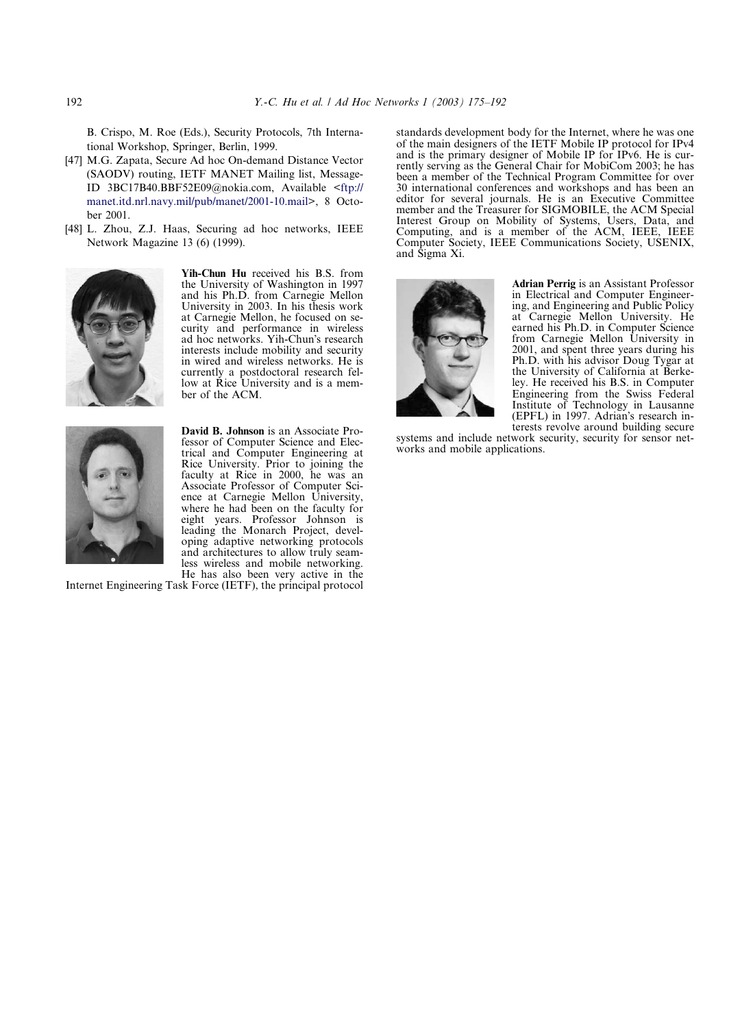B. Crispo, M. Roe (Eds.), Security Protocols, 7th International Workshop, Springer, Berlin, 1999.

[47] M.G. Zapata, Secure Ad hoc On-demand Distance Vector (SAODV) routing, IETF MANET Mailing list, Message-ID 3BC17B40.BBF52E09@nokia.com, Available <ftp://manet.itd.nrl.navy.mil/pub/manet/2001-10.mail>, 8 October 2001.

[48] L. Zhou, Z.J. Haas, Securing ad hoc networks, IEEE Network Magazine 13 (6) (1999).

**Yih-Chun Hu** received his B.S. from the University of Washington in 1997 and his Ph.D. from Carnegie Mellon University in 2003. In his thesis work at Carnegie Mellon, he focused on security and performance in wireless ad hoc networks. Yih-Chun's research interests include mobility and security in wired and wireless networks. He is currently a postdoctoral research fellow at Rice University and is a member of the ACM.

**David B. Johnson** is an Associate Professor of Computer Science and Electrical and Computer Engineering at Rice University. Prior to joining the faculty at Rice in 2000, he was an Associate Professor of Computer Science at Carnegie Mellon University, where he had been on the faculty for eight years. Professor Johnson is leading the Monarch Project, developing adaptive networking protocols and architectures to allow truly seamless wireless and mobile networking. He has also been very active in the Internet Engineering Task Force (IETF), the principal protocol standards development body for the Internet, where he was one of the main designers of the IETF Mobile IP protocol for IPv4 and is the primary designer of Mobile IP for IPv6. He is currently serving as the General Chair for MobiCom 2003; he has been a member of the Technical Program Committee for over 30 international conferences and workshops and has been an editor for several journals. He is an Executive Committee member and the Treasurer for SIGMOBILE, the ACM Special Interest Group on Mobility of Systems, Users, Data, and Computing, and is a member of the ACM, IEEE, IEEE Computer Society, IEEE Communications Society, USENIX, and Sigma Xi.

**Adrian Perrig** is an Assistant Professor in Electrical and Computer Engineering, and Engineering and Public Policy at Carnegie Mellon University. He earned his Ph.D. in Computer Science from Carnegie Mellon University in 2001, and spent three years during his Ph.D. with his advisor Doug Tygar at the University of California at Berkeley. He received his B.S. in Computer Engineering from the Swiss Federal Institute of Technology in Lausanne (EPFL) in 1997. Adrian's research interests revolve around building secure systems and include network security, security for sensor networks and mobile applications.